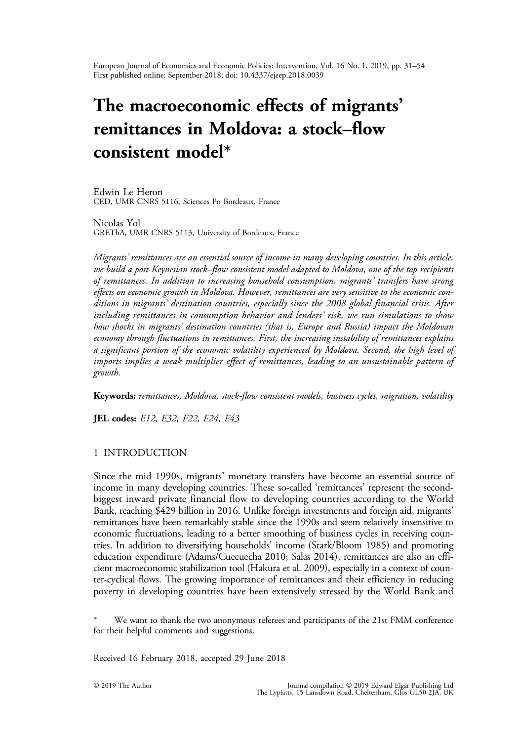# The macroeconomic effects of migrants' remittances in Moldova: a stock–flow consistent model*

Edwin Le Heron
CED, UMR CNRS 5116, Sciences Po Bordeaux, France

Nicolas Yol
GREThA, UMR CNRS 5113, University of Bordeaux, France

*Migrants' remittances are an essential source of income in many developing countries. In this article, we build a post-Keynesian stock–flow consistent model adapted to Moldova, one of the top recipients of remittances. In addition to increasing household consumption, migrants' transfers have strong effects on economic growth in Moldova. However, remittances are very sensitive to the economic conditions in migrants' destination countries, especially since the 2008 global financial crisis. After including remittances in consumption behavior and lenders' risk, we run simulations to show how shocks in migrants' destination countries (that is, Europe and Russia) impact the Moldovan economy through fluctuations in remittances. First, the increasing instability of remittances explains a significant portion of the economic volatility experienced by Moldova. Second, the high level of imports implies a weak multiplier effect of remittances, leading to an unsustainable pattern of growth.*

**Keywords:** *remittances, Moldova, stock-flow consistent models, business cycles, migration, volatility*

**JEL codes:** *E12, E32, F22, F24, F43*

## 1 INTRODUCTION

Since the mid 1990s, migrants' monetary transfers have become an essential source of income in many developing countries. These so-called 'remittances' represent the second-biggest inward private financial flow to developing countries according to the World Bank, reaching $429 billion in 2016. Unlike foreign investments and foreign aid, migrants' remittances have been remarkably stable since the 1990s and seem relatively insensitive to economic fluctuations, leading to a better smoothing of business cycles in receiving countries. In addition to diversifying households' income (Stark/Bloom 1985) and promoting education expenditure (Adams/Cuecuecha 2010; Salas 2014), remittances are also an efficient macroeconomic stabilization tool (Hakura et al. 2009), especially in a context of counter-cyclical flows. The growing importance of remittances and their efficiency in reducing poverty in developing countries have been extensively stressed by the World Bank and

\* We want to thank the two anonymous referees and participants of the 21st FMM conference for their helpful comments and suggestions.

Received 16 February 2018, accepted 29 June 2018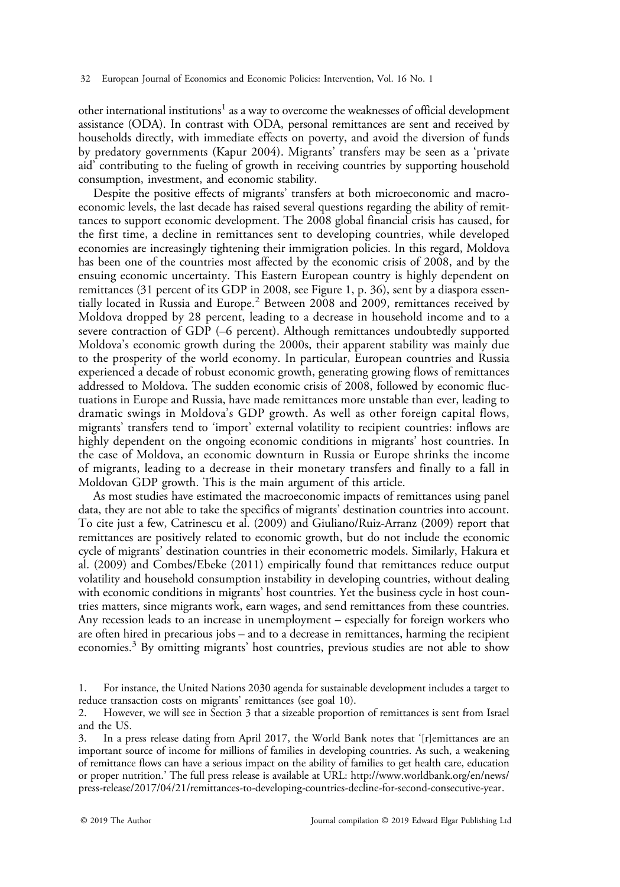other international institutions[1] as a way to overcome the weaknesses of official development assistance (ODA). In contrast with ODA, personal remittances are sent and received by households directly, with immediate effects on poverty, and avoid the diversion of funds by predatory governments (Kapur 2004). Migrants' transfers may be seen as a 'private aid' contributing to the fueling of growth in receiving countries by supporting household consumption, investment, and economic stability.

Despite the positive effects of migrants' transfers at both microeconomic and macroeconomic levels, the last decade has raised several questions regarding the ability of remittances to support economic development. The 2008 global financial crisis has caused, for the first time, a decline in remittances sent to developing countries, while developed economies are increasingly tightening their immigration policies. In this regard, Moldova has been one of the countries most affected by the economic crisis of 2008, and by the ensuing economic uncertainty. This Eastern European country is highly dependent on remittances (31 percent of its GDP in 2008, see Figure 1, p. 36), sent by a diaspora essentially located in Russia and Europe.[2] Between 2008 and 2009, remittances received by Moldova dropped by 28 percent, leading to a decrease in household income and to a severe contraction of GDP (–6 percent). Although remittances undoubtedly supported Moldova's economic growth during the 2000s, their apparent stability was mainly due to the prosperity of the world economy. In particular, European countries and Russia experienced a decade of robust economic growth, generating growing flows of remittances addressed to Moldova. The sudden economic crisis of 2008, followed by economic fluctuations in Europe and Russia, have made remittances more unstable than ever, leading to dramatic swings in Moldova's GDP growth. As well as other foreign capital flows, migrants' transfers tend to 'import' external volatility to recipient countries: inflows are highly dependent on the ongoing economic conditions in migrants' host countries. In the case of Moldova, an economic downturn in Russia or Europe shrinks the income of migrants, leading to a decrease in their monetary transfers and finally to a fall in Moldovan GDP growth. This is the main argument of this article.

As most studies have estimated the macroeconomic impacts of remittances using panel data, they are not able to take the specifics of migrants' destination countries into account. To cite just a few, Catrinescu et al. (2009) and Giuliano/Ruiz-Arranz (2009) report that remittances are positively related to economic growth, but do not include the economic cycle of migrants' destination countries in their econometric models. Similarly, Hakura et al. (2009) and Combes/Ebeke (2011) empirically found that remittances reduce output volatility and household consumption instability in developing countries, without dealing with economic conditions in migrants' host countries. Yet the business cycle in host countries matters, since migrants work, earn wages, and send remittances from these countries. Any recession leads to an increase in unemployment – especially for foreign workers who are often hired in precarious jobs – and to a decrease in remittances, harming the recipient economies.[3] By omitting migrants' host countries, previous studies are not able to show

1. For instance, the United Nations 2030 agenda for sustainable development includes a target to reduce transaction costs on migrants' remittances (see goal 10).
2. However, we will see in Section 3 that a sizeable proportion of remittances is sent from Israel and the US.
3. In a press release dating from April 2017, the World Bank notes that '[r]emittances are an important source of income for millions of families in developing countries. As such, a weakening of remittance flows can have a serious impact on the ability of families to get health care, education or proper nutrition.' The full press release is available at URL: http://www.worldbank.org/en/news/press-release/2017/04/21/remittances-to-developing-countries-decline-for-second-consecutive-year.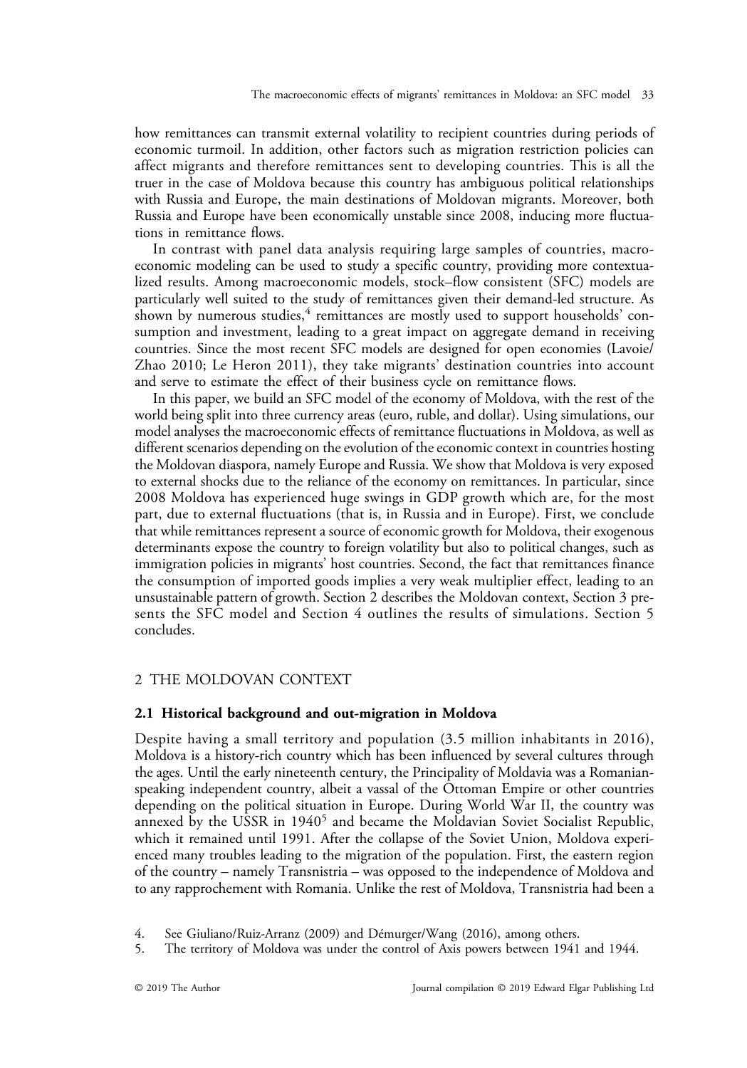how remittances can transmit external volatility to recipient countries during periods of economic turmoil. In addition, other factors such as migration restriction policies can affect migrants and therefore remittances sent to developing countries. This is all the truer in the case of Moldova because this country has ambiguous political relationships with Russia and Europe, the main destinations of Moldovan migrants. Moreover, both Russia and Europe have been economically unstable since 2008, inducing more fluctuations in remittance flows.

In contrast with panel data analysis requiring large samples of countries, macroeconomic modeling can be used to study a specific country, providing more contextualized results. Among macroeconomic models, stock–flow consistent (SFC) models are particularly well suited to the study of remittances given their demand-led structure. As shown by numerous studies,[4] remittances are mostly used to support households' consumption and investment, leading to a great impact on aggregate demand in receiving countries. Since the most recent SFC models are designed for open economies (Lavoie/Zhao 2010; Le Heron 2011), they take migrants' destination countries into account and serve to estimate the effect of their business cycle on remittance flows.

In this paper, we build an SFC model of the economy of Moldova, with the rest of the world being split into three currency areas (euro, ruble, and dollar). Using simulations, our model analyses the macroeconomic effects of remittance fluctuations in Moldova, as well as different scenarios depending on the evolution of the economic context in countries hosting the Moldovan diaspora, namely Europe and Russia. We show that Moldova is very exposed to external shocks due to the reliance of the economy on remittances. In particular, since 2008 Moldova has experienced huge swings in GDP growth which are, for the most part, due to external fluctuations (that is, in Russia and in Europe). First, we conclude that while remittances represent a source of economic growth for Moldova, their exogenous determinants expose the country to foreign volatility but also to political changes, such as immigration policies in migrants' host countries. Second, the fact that remittances finance the consumption of imported goods implies a very weak multiplier effect, leading to an unsustainable pattern of growth. Section 2 describes the Moldovan context, Section 3 presents the SFC model and Section 4 outlines the results of simulations. Section 5 concludes.

## 2 THE MOLDOVAN CONTEXT

### 2.1 Historical background and out-migration in Moldova

Despite having a small territory and population (3.5 million inhabitants in 2016), Moldova is a history-rich country which has been influenced by several cultures through the ages. Until the early nineteenth century, the Principality of Moldavia was a Romanian-speaking independent country, albeit a vassal of the Ottoman Empire or other countries depending on the political situation in Europe. During World War II, the country was annexed by the USSR in 1940[5] and became the Moldavian Soviet Socialist Republic, which it remained until 1991. After the collapse of the Soviet Union, Moldova experienced many troubles leading to the migration of the population. First, the eastern region of the country – namely Transnistria – was opposed to the independence of Moldova and to any rapprochement with Romania. Unlike the rest of Moldova, Transnistria had been a

4. See Giuliano/Ruiz-Arranz (2009) and Démurger/Wang (2016), among others.
5. The territory of Moldova was under the control of Axis powers between 1941 and 1944.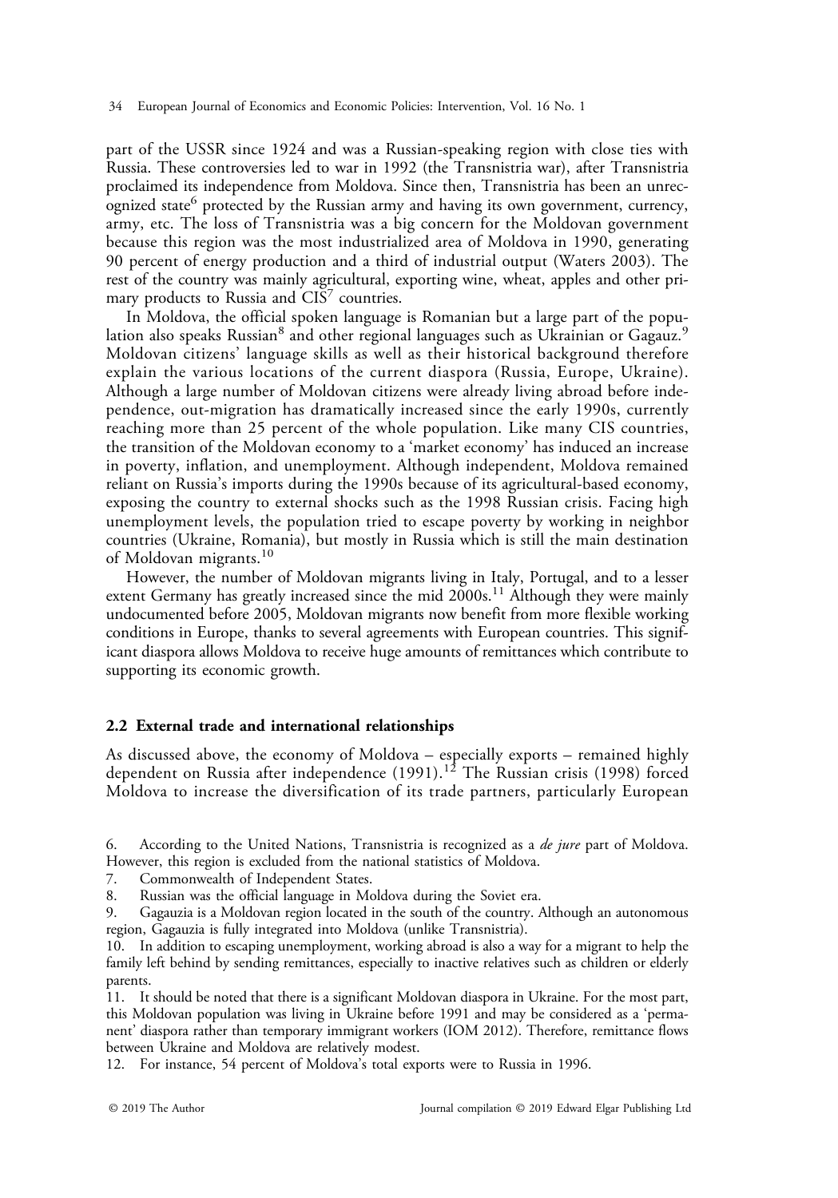part of the USSR since 1924 and was a Russian-speaking region with close ties with Russia. These controversies led to war in 1992 (the Transnistria war), after Transnistria proclaimed its independence from Moldova. Since then, Transnistria has been an unrecognized state[6] protected by the Russian army and having its own government, currency, army, etc. The loss of Transnistria was a big concern for the Moldovan government because this region was the most industrialized area of Moldova in 1990, generating 90 percent of energy production and a third of industrial output (Waters 2003). The rest of the country was mainly agricultural, exporting wine, wheat, apples and other primary products to Russia and CIS[7] countries.

In Moldova, the official spoken language is Romanian but a large part of the population also speaks Russian[8] and other regional languages such as Ukrainian or Gagauz.[9] Moldovan citizens' language skills as well as their historical background therefore explain the various locations of the current diaspora (Russia, Europe, Ukraine). Although a large number of Moldovan citizens were already living abroad before independence, out-migration has dramatically increased since the early 1990s, currently reaching more than 25 percent of the whole population. Like many CIS countries, the transition of the Moldovan economy to a 'market economy' has induced an increase in poverty, inflation, and unemployment. Although independent, Moldova remained reliant on Russia's imports during the 1990s because of its agricultural-based economy, exposing the country to external shocks such as the 1998 Russian crisis. Facing high unemployment levels, the population tried to escape poverty by working in neighbor countries (Ukraine, Romania), but mostly in Russia which is still the main destination of Moldovan migrants.[10]

However, the number of Moldovan migrants living in Italy, Portugal, and to a lesser extent Germany has greatly increased since the mid 2000s.[11] Although they were mainly undocumented before 2005, Moldovan migrants now benefit from more flexible working conditions in Europe, thanks to several agreements with European countries. This significant diaspora allows Moldova to receive huge amounts of remittances which contribute to supporting its economic growth.

### 2.2 External trade and international relationships

As discussed above, the economy of Moldova – especially exports – remained highly dependent on Russia after independence (1991).[12] The Russian crisis (1998) forced Moldova to increase the diversification of its trade partners, particularly European

6. According to the United Nations, Transnistria is recognized as a *de jure* part of Moldova. However, this region is excluded from the national statistics of Moldova.
7. Commonwealth of Independent States.
8. Russian was the official language in Moldova during the Soviet era.
9. Gagauzia is a Moldovan region located in the south of the country. Although an autonomous region, Gagauzia is fully integrated into Moldova (unlike Transnistria).
10. In addition to escaping unemployment, working abroad is also a way for a migrant to help the family left behind by sending remittances, especially to inactive relatives such as children or elderly parents.
11. It should be noted that there is a significant Moldovan diaspora in Ukraine. For the most part, this Moldovan population was living in Ukraine before 1991 and may be considered as a 'permanent' diaspora rather than temporary immigrant workers (IOM 2012). Therefore, remittance flows between Ukraine and Moldova are relatively modest.
12. For instance, 54 percent of Moldova's total exports were to Russia in 1996.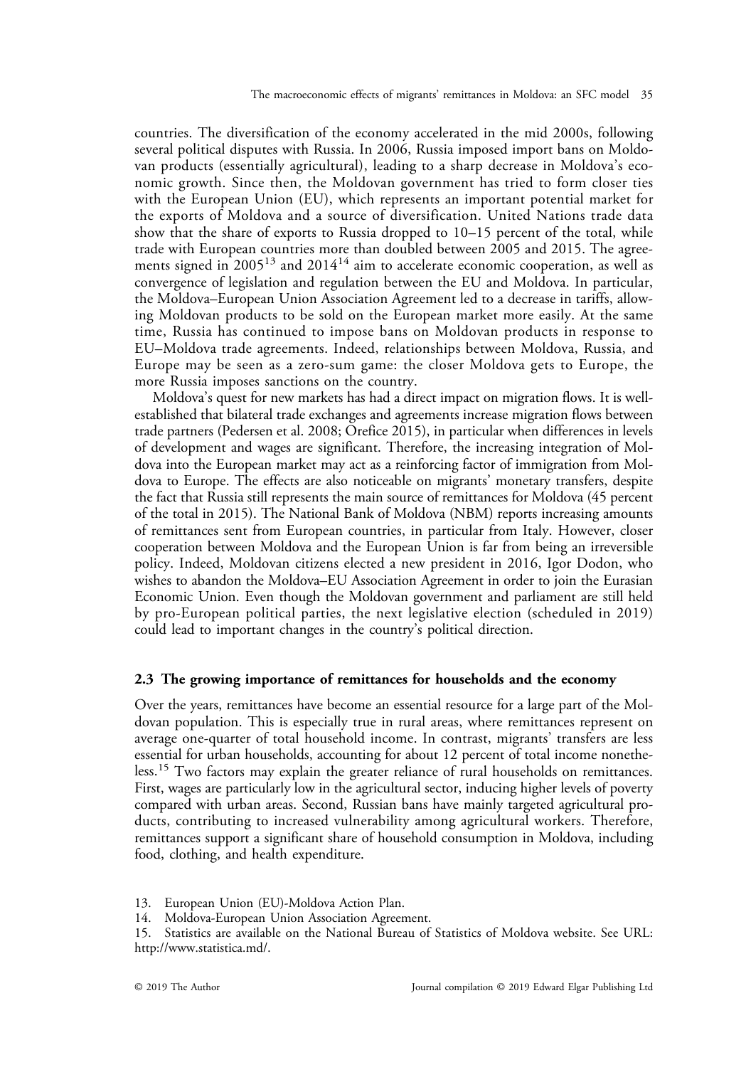countries. The diversification of the economy accelerated in the mid 2000s, following several political disputes with Russia. In 2006, Russia imposed import bans on Moldovan products (essentially agricultural), leading to a sharp decrease in Moldova's economic growth. Since then, the Moldovan government has tried to form closer ties with the European Union (EU), which represents an important potential market for the exports of Moldova and a source of diversification. United Nations trade data show that the share of exports to Russia dropped to 10–15 percent of the total, while trade with European countries more than doubled between 2005 and 2015. The agreements signed in 2005[13] and 2014[14] aim to accelerate economic cooperation, as well as convergence of legislation and regulation between the EU and Moldova. In particular, the Moldova–European Union Association Agreement led to a decrease in tariffs, allowing Moldovan products to be sold on the European market more easily. At the same time, Russia has continued to impose bans on Moldovan products in response to EU–Moldova trade agreements. Indeed, relationships between Moldova, Russia, and Europe may be seen as a zero-sum game: the closer Moldova gets to Europe, the more Russia imposes sanctions on the country.

Moldova's quest for new markets has had a direct impact on migration flows. It is well-established that bilateral trade exchanges and agreements increase migration flows between trade partners (Pedersen et al. 2008; Orefice 2015), in particular when differences in levels of development and wages are significant. Therefore, the increasing integration of Moldova into the European market may act as a reinforcing factor of immigration from Moldova to Europe. The effects are also noticeable on migrants' monetary transfers, despite the fact that Russia still represents the main source of remittances for Moldova (45 percent of the total in 2015). The National Bank of Moldova (NBM) reports increasing amounts of remittances sent from European countries, in particular from Italy. However, closer cooperation between Moldova and the European Union is far from being an irreversible policy. Indeed, Moldovan citizens elected a new president in 2016, Igor Dodon, who wishes to abandon the Moldova–EU Association Agreement in order to join the Eurasian Economic Union. Even though the Moldovan government and parliament are still held by pro-European political parties, the next legislative election (scheduled in 2019) could lead to important changes in the country's political direction.

### 2.3 The growing importance of remittances for households and the economy

Over the years, remittances have become an essential resource for a large part of the Moldovan population. This is especially true in rural areas, where remittances represent on average one-quarter of total household income. In contrast, migrants' transfers are less essential for urban households, accounting for about 12 percent of total income nonetheless.[15] Two factors may explain the greater reliance of rural households on remittances. First, wages are particularly low in the agricultural sector, inducing higher levels of poverty compared with urban areas. Second, Russian bans have mainly targeted agricultural products, contributing to increased vulnerability among agricultural workers. Therefore, remittances support a significant share of household consumption in Moldova, including food, clothing, and health expenditure.

13. European Union (EU)-Moldova Action Plan.
14. Moldova-European Union Association Agreement.
15. Statistics are available on the National Bureau of Statistics of Moldova website. See URL: http://www.statistica.md/.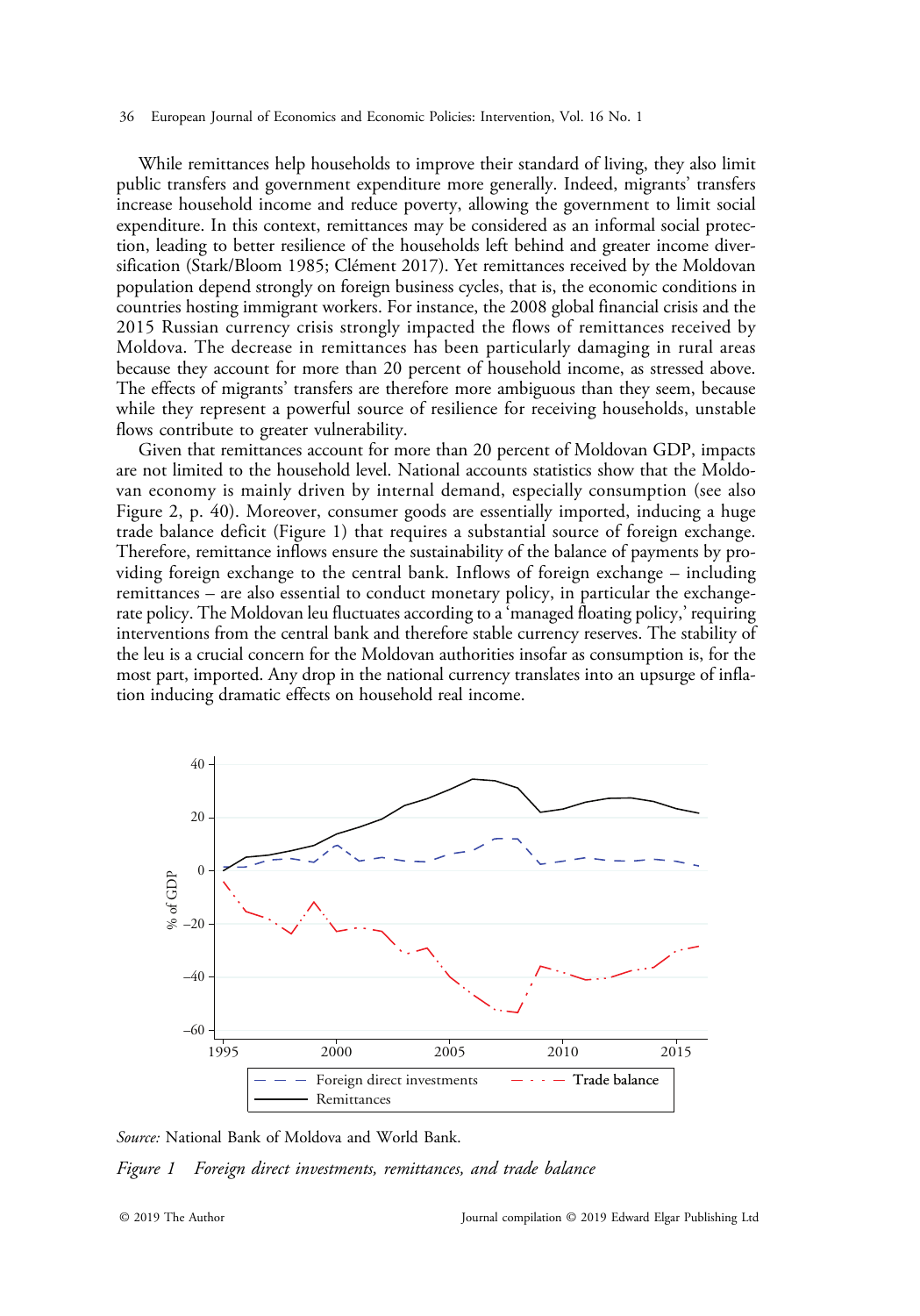While remittances help households to improve their standard of living, they also limit public transfers and government expenditure more generally. Indeed, migrants' transfers increase household income and reduce poverty, allowing the government to limit social expenditure. In this context, remittances may be considered as an informal social protection, leading to better resilience of the households left behind and greater income diversification (Stark/Bloom 1985; Clément 2017). Yet remittances received by the Moldovan population depend strongly on foreign business cycles, that is, the economic conditions in countries hosting immigrant workers. For instance, the 2008 global financial crisis and the 2015 Russian currency crisis strongly impacted the flows of remittances received by Moldova. The decrease in remittances has been particularly damaging in rural areas because they account for more than 20 percent of household income, as stressed above. The effects of migrants' transfers are therefore more ambiguous than they seem, because while they represent a powerful source of resilience for receiving households, unstable flows contribute to greater vulnerability.

Given that remittances account for more than 20 percent of Moldovan GDP, impacts are not limited to the household level. National accounts statistics show that the Moldovan economy is mainly driven by internal demand, especially consumption (see also Figure 2, p. 40). Moreover, consumer goods are essentially imported, inducing a huge trade balance deficit (Figure 1) that requires a substantial source of foreign exchange. Therefore, remittance inflows ensure the sustainability of the balance of payments by providing foreign exchange to the central bank. Inflows of foreign exchange – including remittances – are also essential to conduct monetary policy, in particular the exchange-rate policy. The Moldovan leu fluctuates according to a 'managed floating policy,' requiring interventions from the central bank and therefore stable currency reserves. The stability of the leu is a crucial concern for the Moldovan authorities insofar as consumption is, for the most part, imported. Any drop in the national currency translates into an upsurge of inflation inducing dramatic effects on household real income.

*Source:* National Bank of Moldova and World Bank.

*Figure 1 Foreign direct investments, remittances, and trade balance*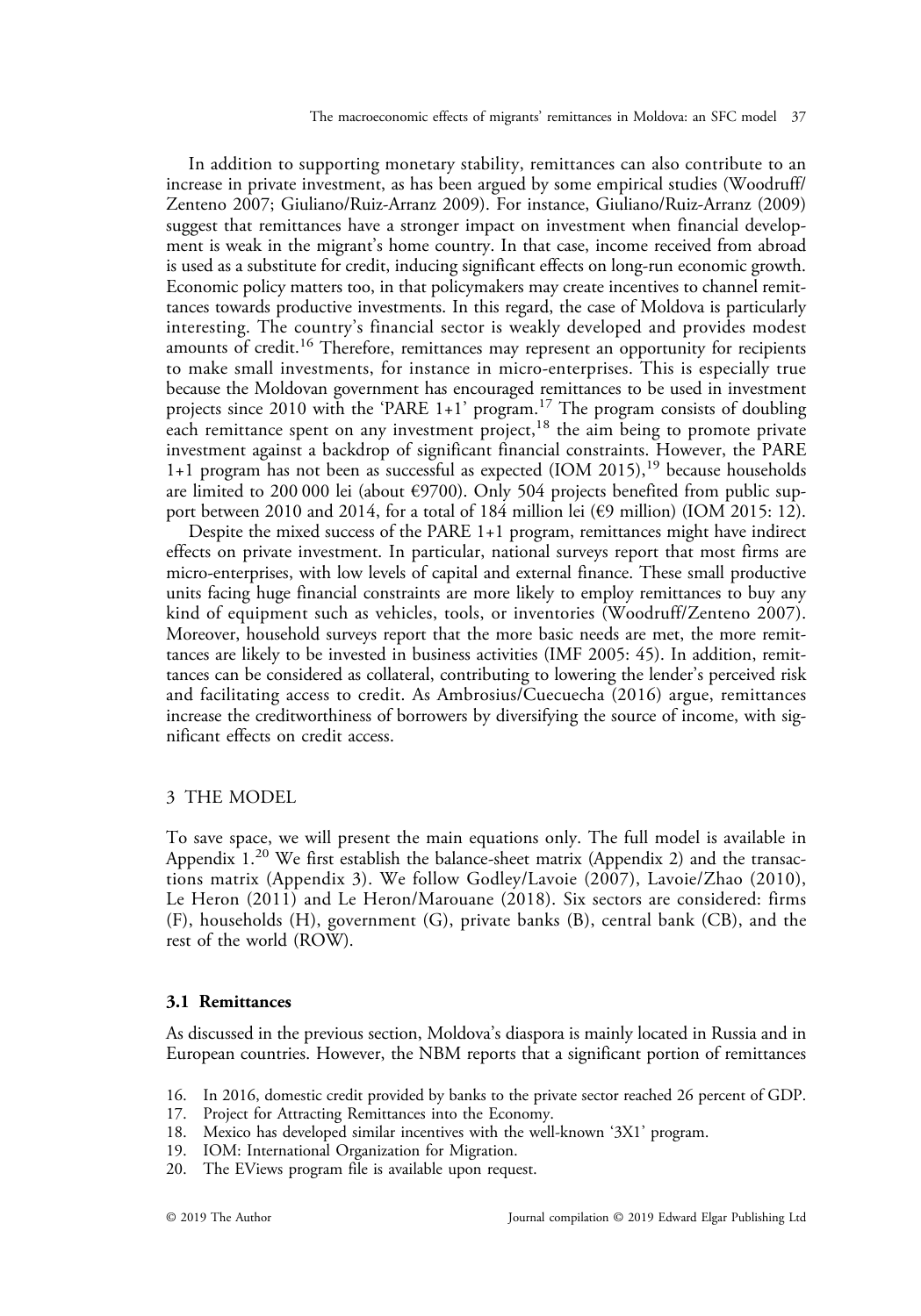In addition to supporting monetary stability, remittances can also contribute to an increase in private investment, as has been argued by some empirical studies (Woodruff/Zenteno 2007; Giuliano/Ruiz-Arranz 2009). For instance, Giuliano/Ruiz-Arranz (2009) suggest that remittances have a stronger impact on investment when financial development is weak in the migrant's home country. In that case, income received from abroad is used as a substitute for credit, inducing significant effects on long-run economic growth. Economic policy matters too, in that policymakers may create incentives to channel remittances towards productive investments. In this regard, the case of Moldova is particularly interesting. The country's financial sector is weakly developed and provides modest amounts of credit.[16] Therefore, remittances may represent an opportunity for recipients to make small investments, for instance in micro-enterprises. This is especially true because the Moldovan government has encouraged remittances to be used in investment projects since 2010 with the 'PARE 1+1' program.[17] The program consists of doubling each remittance spent on any investment project,[18] the aim being to promote private investment against a backdrop of significant financial constraints. However, the PARE 1+1 program has not been as successful as expected (IOM 2015),[19] because households are limited to 200 000 lei (about €9700). Only 504 projects benefited from public support between 2010 and 2014, for a total of 184 million lei (€9 million) (IOM 2015: 12).

Despite the mixed success of the PARE 1+1 program, remittances might have indirect effects on private investment. In particular, national surveys report that most firms are micro-enterprises, with low levels of capital and external finance. These small productive units facing huge financial constraints are more likely to employ remittances to buy any kind of equipment such as vehicles, tools, or inventories (Woodruff/Zenteno 2007). Moreover, household surveys report that the more basic needs are met, the more remittances are likely to be invested in business activities (IMF 2005: 45). In addition, remittances can be considered as collateral, contributing to lowering the lender's perceived risk and facilitating access to credit. As Ambrosius/Cuecuecha (2016) argue, remittances increase the creditworthiness of borrowers by diversifying the source of income, with significant effects on credit access.

## 3 THE MODEL

To save space, we will present the main equations only. The full model is available in Appendix 1.[20] We first establish the balance-sheet matrix (Appendix 2) and the transactions matrix (Appendix 3). We follow Godley/Lavoie (2007), Lavoie/Zhao (2010), Le Heron (2011) and Le Heron/Marouane (2018). Six sectors are considered: firms (F), households (H), government (G), private banks (B), central bank (CB), and the rest of the world (ROW).

### 3.1 Remittances

As discussed in the previous section, Moldova's diaspora is mainly located in Russia and in European countries. However, the NBM reports that a significant portion of remittances

16. In 2016, domestic credit provided by banks to the private sector reached 26 percent of GDP.
17. Project for Attracting Remittances into the Economy.
18. Mexico has developed similar incentives with the well-known '3X1' program.
19. IOM: International Organization for Migration.
20. The EViews program file is available upon request.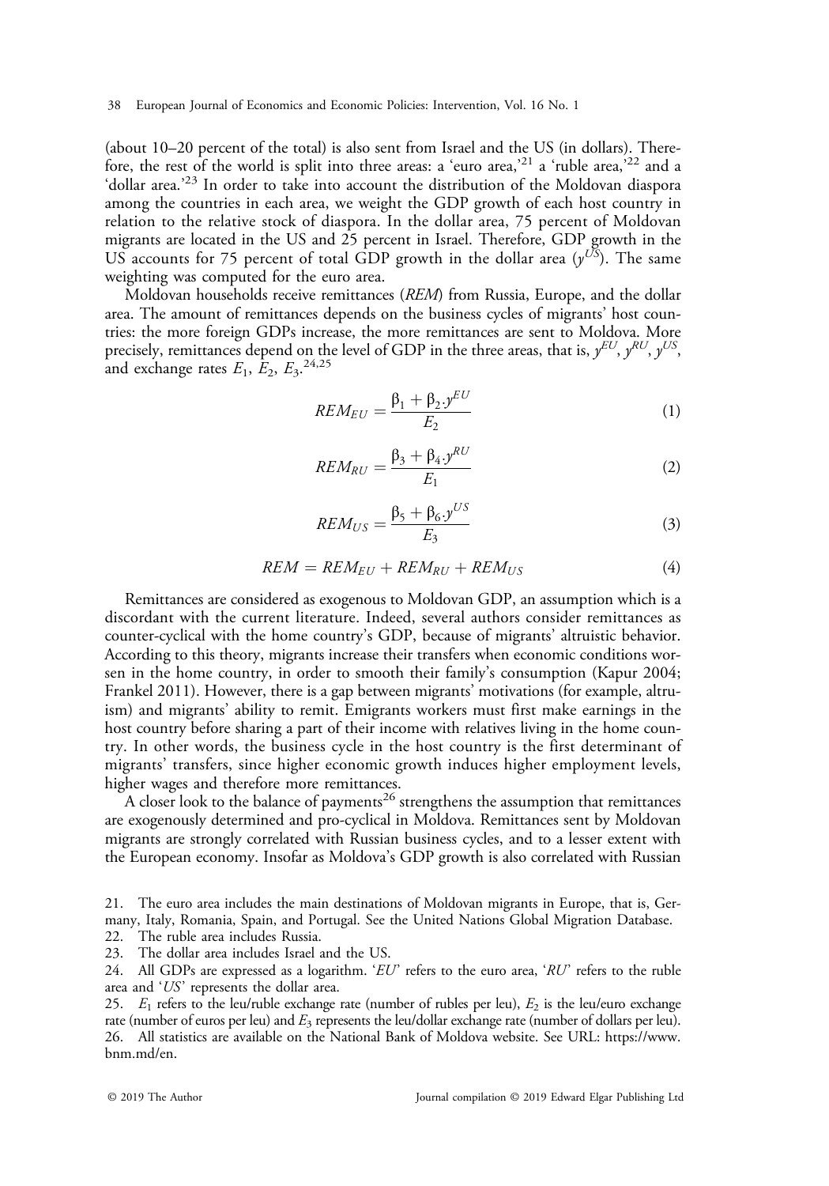(about 10–20 percent of the total) is also sent from Israel and the US (in dollars). Therefore, the rest of the world is split into three areas: a 'euro area,'[21] a 'ruble area,'[22] and a 'dollar area.'[23] In order to take into account the distribution of the Moldovan diaspora among the countries in each area, we weight the GDP growth of each host country in relation to the relative stock of diaspora. In the dollar area, 75 percent of Moldovan migrants are located in the US and 25 percent in Israel. Therefore, GDP growth in the US accounts for 75 percent of total GDP growth in the dollar area ($y^{US}$). The same weighting was computed for the euro area.

Moldovan households receive remittances (*REM*) from Russia, Europe, and the dollar area. The amount of remittances depends on the business cycles of migrants' host countries: the more foreign GDPs increase, the more remittances are sent to Moldova. More precisely, remittances depend on the level of GDP in the three areas, that is, $y^{EU}$, $y^{RU}$, $y^{US}$, and exchange rates $E_1$, $E_2$, $E_3$.[24,25]

$$REM_{EU} = \frac{\beta_1 + \beta_2 . y^{EU}}{E_2} \tag{1}$$

$$REM_{RU} = \frac{\beta_3 + \beta_4 . y^{RU}}{E_1} \tag{2}$$

$$REM_{US} = \frac{\beta_5 + \beta_6 . y^{US}}{E_3} \tag{3}$$

$$REM = REM_{EU} + REM_{RU} + REM_{US} \tag{4}$$

Remittances are considered as exogenous to Moldovan GDP, an assumption which is a discordant with the current literature. Indeed, several authors consider remittances as counter-cyclical with the home country's GDP, because of migrants' altruistic behavior. According to this theory, migrants increase their transfers when economic conditions worsen in the home country, in order to smooth their family's consumption (Kapur 2004; Frankel 2011). However, there is a gap between migrants' motivations (for example, altruism) and migrants' ability to remit. Emigrants workers must first make earnings in the host country before sharing a part of their income with relatives living in the home country. In other words, the business cycle in the host country is the first determinant of migrants' transfers, since higher economic growth induces higher employment levels, higher wages and therefore more remittances.

A closer look to the balance of payments[26] strengthens the assumption that remittances are exogenously determined and pro-cyclical in Moldova. Remittances sent by Moldovan migrants are strongly correlated with Russian business cycles, and to a lesser extent with the European economy. Insofar as Moldova's GDP growth is also correlated with Russian

21. The euro area includes the main destinations of Moldovan migrants in Europe, that is, Germany, Italy, Romania, Spain, and Portugal. See the United Nations Global Migration Database.

22. The ruble area includes Russia.

23. The dollar area includes Israel and the US.

24. All GDPs are expressed as a logarithm. '*EU*' refers to the euro area, '*RU*' refers to the ruble area and '*US*' represents the dollar area.

25. $E_1$ refers to the leu/ruble exchange rate (number of rubles per leu), $E_2$ is the leu/euro exchange rate (number of euros per leu) and $E_3$ represents the leu/dollar exchange rate (number of dollars per leu).

26. All statistics are available on the National Bank of Moldova website. See URL: https://www.bnm.md/en.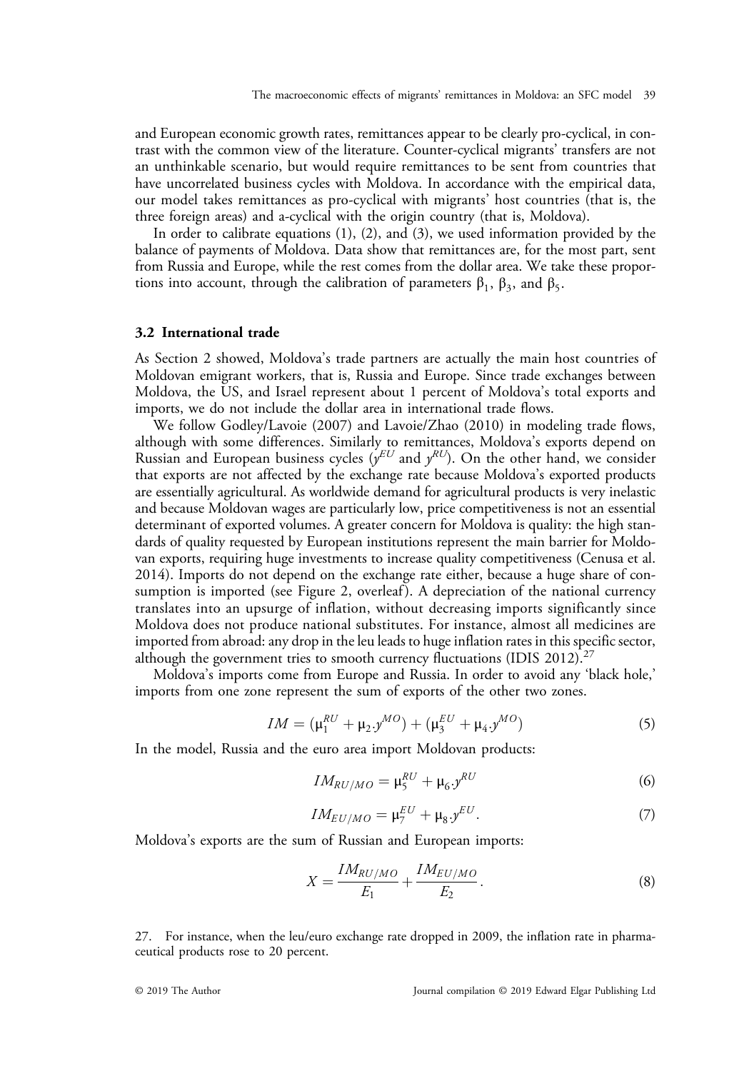and European economic growth rates, remittances appear to be clearly pro-cyclical, in contrast with the common view of the literature. Counter-cyclical migrants' transfers are not an unthinkable scenario, but would require remittances to be sent from countries that have uncorrelated business cycles with Moldova. In accordance with the empirical data, our model takes remittances as pro-cyclical with migrants' host countries (that is, the three foreign areas) and a-cyclical with the origin country (that is, Moldova).

In order to calibrate equations (1), (2), and (3), we used information provided by the balance of payments of Moldova. Data show that remittances are, for the most part, sent from Russia and Europe, while the rest comes from the dollar area. We take these proportions into account, through the calibration of parameters $\beta_1$, $\beta_3$, and $\beta_5$.

### 3.2 International trade

As Section 2 showed, Moldova's trade partners are actually the main host countries of Moldovan emigrant workers, that is, Russia and Europe. Since trade exchanges between Moldova, the US, and Israel represent about 1 percent of Moldova's total exports and imports, we do not include the dollar area in international trade flows.

We follow Godley/Lavoie (2007) and Lavoie/Zhao (2010) in modeling trade flows, although with some differences. Similarly to remittances, Moldova's exports depend on Russian and European business cycles ($y^{EU}$ and $y^{RU}$). On the other hand, we consider that exports are not affected by the exchange rate because Moldova's exported products are essentially agricultural. As worldwide demand for agricultural products is very inelastic and because Moldovan wages are particularly low, price competitiveness is not an essential determinant of exported volumes. A greater concern for Moldova is quality: the high standards of quality requested by European institutions represent the main barrier for Moldovan exports, requiring huge investments to increase quality competitiveness (Cenusa et al. 2014). Imports do not depend on the exchange rate either, because a huge share of consumption is imported (see Figure 2, overleaf). A depreciation of the national currency translates into an upsurge of inflation, without decreasing imports significantly since Moldova does not produce national substitutes. For instance, almost all medicines are imported from abroad: any drop in the leu leads to huge inflation rates in this specific sector, although the government tries to smooth currency fluctuations (IDIS 2012).[27]

Moldova's imports come from Europe and Russia. In order to avoid any 'black hole,' imports from one zone represent the sum of exports of the other two zones.

$$IM = (\mu_1^{RU} + \mu_2.y^{MO}) + (\mu_3^{EU} + \mu_4.y^{MO}) \tag{5}$$

In the model, Russia and the euro area import Moldovan products:

$$IM_{RU/MO} = \mu_5^{RU} + \mu_6.y^{RU} \tag{6}$$

$$IM_{EU/MO} = \mu_7^{EU} + \mu_8.y^{EU}. \tag{7}$$

Moldova's exports are the sum of Russian and European imports:

$$X = \frac{IM_{RU/MO}}{E_1} + \frac{IM_{EU/MO}}{E_2}. \tag{8}$$

27. For instance, when the leu/euro exchange rate dropped in 2009, the inflation rate in pharmaceutical products rose to 20 percent.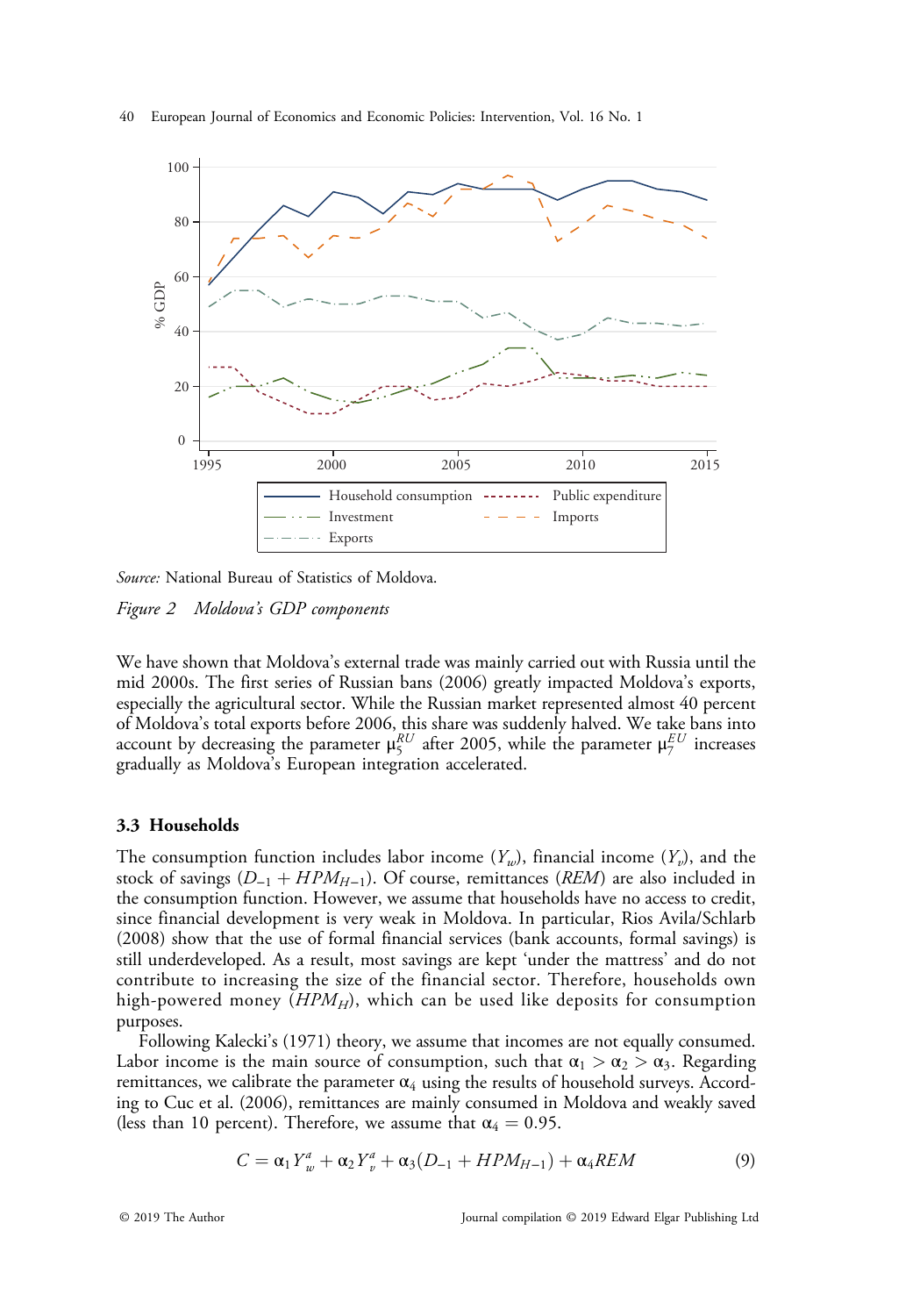Source: National Bureau of Statistics of Moldova.

*Figure 2 Moldova's GDP components*

We have shown that Moldova's external trade was mainly carried out with Russia until the mid 2000s. The first series of Russian bans (2006) greatly impacted Moldova's exports, especially the agricultural sector. While the Russian market represented almost 40 percent of Moldova's total exports before 2006, this share was suddenly halved. We take bans into account by decreasing the parameter $\mu_5^{RU}$ after 2005, while the parameter $\mu_7^{EU}$ increases gradually as Moldova's European integration accelerated.

### 3.3 Households

The consumption function includes labor income ($Y_w$), financial income ($Y_v$), and the stock of savings ($D_{-1} + HPM_{H-1}$). Of course, remittances ($REM$) are also included in the consumption function. However, we assume that households have no access to credit, since financial development is very weak in Moldova. In particular, Rios Avila/Schlarb (2008) show that the use of formal financial services (bank accounts, formal savings) is still underdeveloped. As a result, most savings are kept 'under the mattress' and do not contribute to increasing the size of the financial sector. Therefore, households own high-powered money ($HPM_H$), which can be used like deposits for consumption purposes.

Following Kalecki's (1971) theory, we assume that incomes are not equally consumed. Labor income is the main source of consumption, such that $\alpha_1 > \alpha_2 > \alpha_3$. Regarding remittances, we calibrate the parameter $\alpha_4$ using the results of household surveys. According to Cuc et al. (2006), remittances are mainly consumed in Moldova and weakly saved (less than 10 percent). Therefore, we assume that $\alpha_4 = 0.95$.

$$C = \alpha_1 Y_w^a + \alpha_2 Y_v^a + \alpha_3 (D_{-1} + HPM_{H-1}) + \alpha_4 REM \tag{9}$$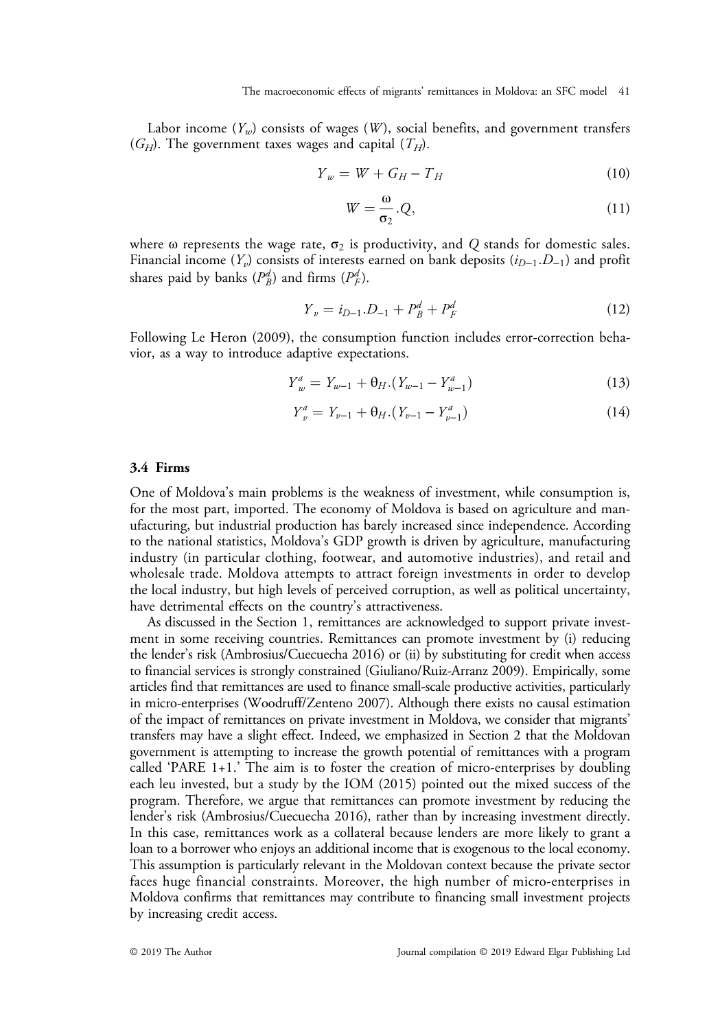Labor income ($Y_w$) consists of wages ($W$), social benefits, and government transfers ($G_H$). The government taxes wages and capital ($T_H$).

$$Y_w = W + G_H - T_H \tag{10}$$

$$W = \frac{\omega}{\sigma_2}.Q, \tag{11}$$

where ω represents the wage rate, $\sigma_2$ is productivity, and $Q$ stands for domestic sales. Financial income ($Y_v$) consists of interests earned on bank deposits ($i_{D-1}.D_{-1}$) and profit shares paid by banks ($P_B^d$) and firms ($P_F^d$).

$$Y_v = i_{D-1}.D_{-1} + P_B^d + P_F^d \tag{12}$$

Following Le Heron (2009), the consumption function includes error-correction behavior, as a way to introduce adaptive expectations.

$$Y_w^a = Y_{w-1} + \theta_H.(Y_{w-1} - Y_{w-1}^a) \tag{13}$$

$$Y_v^a = Y_{v-1} + \theta_H.(Y_{v-1} - Y_{v-1}^a) \tag{14}$$

### 3.4 Firms

One of Moldova's main problems is the weakness of investment, while consumption is, for the most part, imported. The economy of Moldova is based on agriculture and manufacturing, but industrial production has barely increased since independence. According to the national statistics, Moldova's GDP growth is driven by agriculture, manufacturing industry (in particular clothing, footwear, and automotive industries), and retail and wholesale trade. Moldova attempts to attract foreign investments in order to develop the local industry, but high levels of perceived corruption, as well as political uncertainty, have detrimental effects on the country's attractiveness.

As discussed in the Section 1, remittances are acknowledged to support private investment in some receiving countries. Remittances can promote investment by (i) reducing the lender's risk (Ambrosius/Cuecuecha 2016) or (ii) by substituting for credit when access to financial services is strongly constrained (Giuliano/Ruiz-Arranz 2009). Empirically, some articles find that remittances are used to finance small-scale productive activities, particularly in micro-enterprises (Woodruff/Zenteno 2007). Although there exists no causal estimation of the impact of remittances on private investment in Moldova, we consider that migrants' transfers may have a slight effect. Indeed, we emphasized in Section 2 that the Moldovan government is attempting to increase the growth potential of remittances with a program called 'PARE 1+1.' The aim is to foster the creation of micro-enterprises by doubling each leu invested, but a study by the IOM (2015) pointed out the mixed success of the program. Therefore, we argue that remittances can promote investment by reducing the lender's risk (Ambrosius/Cuecuecha 2016), rather than by increasing investment directly. In this case, remittances work as a collateral because lenders are more likely to grant a loan to a borrower who enjoys an additional income that is exogenous to the local economy. This assumption is particularly relevant in the Moldovan context because the private sector faces huge financial constraints. Moreover, the high number of micro-enterprises in Moldova confirms that remittances may contribute to financing small investment projects by increasing credit access.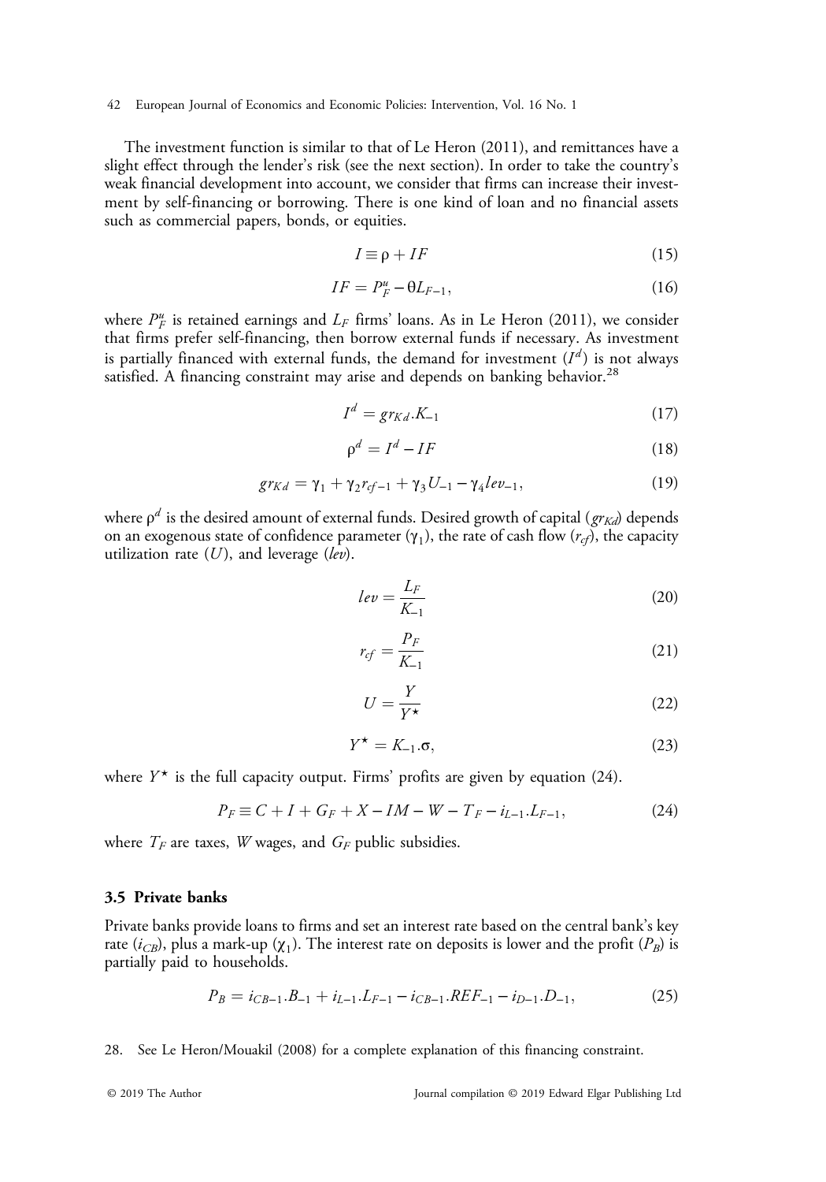The investment function is similar to that of Le Heron (2011), and remittances have a slight effect through the lender's risk (see the next section). In order to take the country's weak financial development into account, we consider that firms can increase their investment by self-financing or borrowing. There is one kind of loan and no financial assets such as commercial papers, bonds, or equities.

$$I \equiv \rho + IF \tag{15}$$

$$IF = P_F^u - \theta L_{F-1}, \tag{16}$$

where $P_F^u$ is retained earnings and $L_F$ firms' loans. As in Le Heron (2011), we consider that firms prefer self-financing, then borrow external funds if necessary. As investment is partially financed with external funds, the demand for investment ($I^d$) is not always satisfied. A financing constraint may arise and depends on banking behavior.[28]

$$I^d = gr_{Kd}.K_{-1} \tag{17}$$

$$\rho^d = I^d - IF \tag{18}$$

$$gr_{Kd} = \gamma_1 + \gamma_2 r_{cf-1} + \gamma_3 U_{-1} - \gamma_4 lev_{-1}, \tag{19}$$

where $\rho^d$ is the desired amount of external funds. Desired growth of capital ($gr_{Kd}$) depends on an exogenous state of confidence parameter ($\gamma_1$), the rate of cash flow ($r_{cf}$), the capacity utilization rate ($U$), and leverage ($lev$).

$$lev = \frac{L_F}{K_{-1}} \tag{20}$$

$$r_{cf} = \frac{P_F}{K_{-1}} \tag{21}$$

$$U = \frac{Y}{Y^\star} \tag{22}$$

$$Y^\star = K_{-1}.\sigma, \tag{23}$$

where $Y^\star$ is the full capacity output. Firms' profits are given by equation (24).

$$P_F \equiv C + I + G_F + X - IM - W - T_F - i_{L-1}.L_{F-1}, \tag{24}$$

where $T_F$ are taxes, $W$ wages, and $G_F$ public subsidies.

### 3.5 Private banks

Private banks provide loans to firms and set an interest rate based on the central bank's key rate ($i_{CB}$), plus a mark-up ($\chi_1$). The interest rate on deposits is lower and the profit ($P_B$) is partially paid to households.

$$P_B = i_{CB-1}.B_{-1} + i_{L-1}.L_{F-1} - i_{CB-1}.REF_{-1} - i_{D-1}.D_{-1}, \tag{25}$$

28. See Le Heron/Mouakil (2008) for a complete explanation of this financing constraint.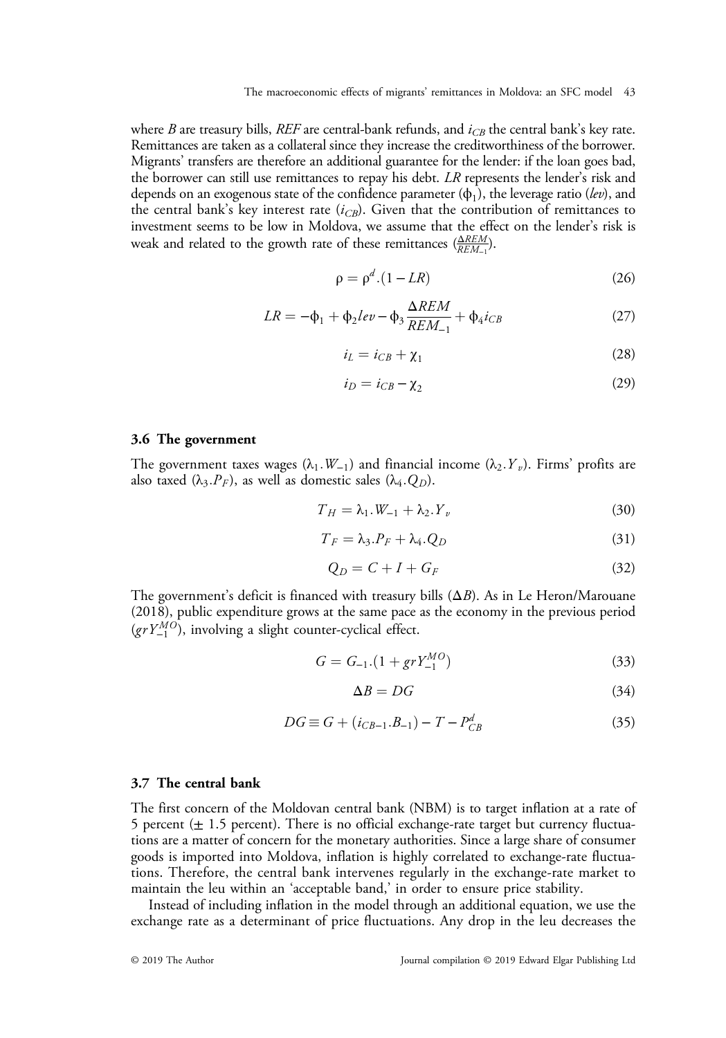where $B$ are treasury bills, $REF$ are central-bank refunds, and $i_{CB}$ the central bank's key rate. Remittances are taken as a collateral since they increase the creditworthiness of the borrower. Migrants' transfers are therefore an additional guarantee for the lender: if the loan goes bad, the borrower can still use remittances to repay his debt. $LR$ represents the lender's risk and depends on an exogenous state of the confidence parameter ($\phi_1$), the leverage ratio (*lev*), and the central bank's key interest rate ($i_{CB}$). Given that the contribution of remittances to investment seems to be low in Moldova, we assume that the effect on the lender's risk is weak and related to the growth rate of these remittances ($\frac{\Delta REM}{REM_{-1}}$).

$$\rho = \rho^d.(1 - LR) \tag{26}$$

$$LR = -\phi_1 + \phi_2 lev - \phi_3 \frac{\Delta REM}{REM_{-1}} + \phi_4 i_{CB} \tag{27}$$

$$i_L = i_{CB} + \chi_1 \tag{28}$$

$$i_D = i_{CB} - \chi_2 \tag{29}$$

### 3.6 The government

The government taxes wages ($\lambda_1.W_{-1}$) and financial income ($\lambda_2.Y_v$). Firms' profits are also taxed ($\lambda_3.P_F$), as well as domestic sales ($\lambda_4.Q_D$).

$$T_H = \lambda_1.W_{-1} + \lambda_2.Y_v \tag{30}$$

$$T_F = \lambda_3.P_F + \lambda_4.Q_D \tag{31}$$

$$Q_D = C + I + G_F \tag{32}$$

The government's deficit is financed with treasury bills ($\Delta B$). As in Le Heron/Marouane (2018), public expenditure grows at the same pace as the economy in the previous period ($grY_{-1}^{MO}$), involving a slight counter-cyclical effect.

$$G = G_{-1}.(1 + grY_{-1}^{MO}) \tag{33}$$

$$\Delta B = DG \tag{34}$$

$$DG \equiv G + (i_{CB-1}.B_{-1}) - T - P_{CB}^d \tag{35}$$

### 3.7 The central bank

The first concern of the Moldovan central bank (NBM) is to target inflation at a rate of 5 percent (± 1.5 percent). There is no official exchange-rate target but currency fluctuations are a matter of concern for the monetary authorities. Since a large share of consumer goods is imported into Moldova, inflation is highly correlated to exchange-rate fluctuations. Therefore, the central bank intervenes regularly in the exchange-rate market to maintain the leu within an 'acceptable band,' in order to ensure price stability.

Instead of including inflation in the model through an additional equation, we use the exchange rate as a determinant of price fluctuations. Any drop in the leu decreases the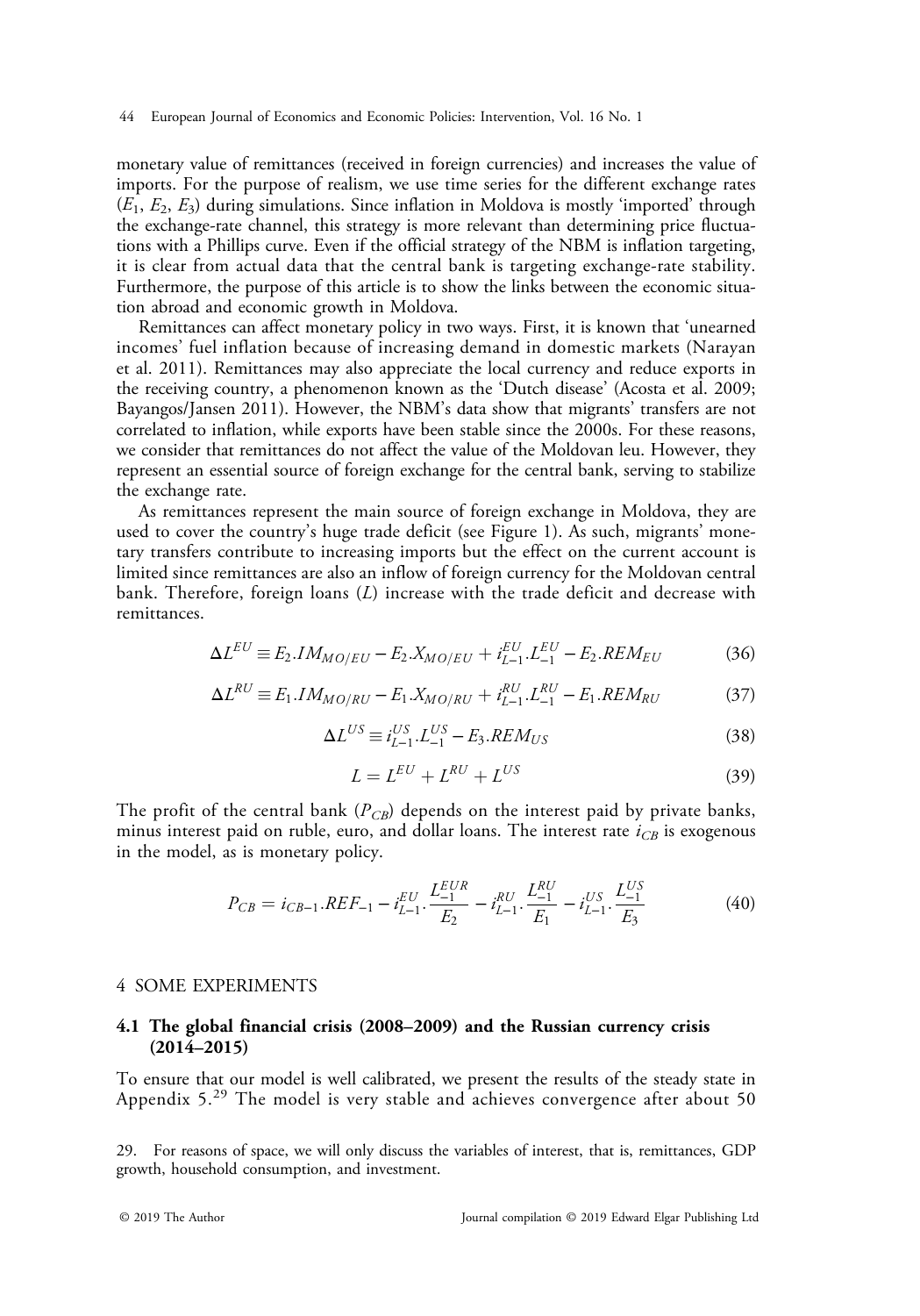monetary value of remittances (received in foreign currencies) and increases the value of imports. For the purpose of realism, we use time series for the different exchange rates ($E_1$, $E_2$, $E_3$) during simulations. Since inflation in Moldova is mostly 'imported' through the exchange-rate channel, this strategy is more relevant than determining price fluctuations with a Phillips curve. Even if the official strategy of the NBM is inflation targeting, it is clear from actual data that the central bank is targeting exchange-rate stability. Furthermore, the purpose of this article is to show the links between the economic situation abroad and economic growth in Moldova.

Remittances can affect monetary policy in two ways. First, it is known that 'unearned incomes' fuel inflation because of increasing demand in domestic markets (Narayan et al. 2011). Remittances may also appreciate the local currency and reduce exports in the receiving country, a phenomenon known as the 'Dutch disease' (Acosta et al. 2009; Bayangos/Jansen 2011). However, the NBM's data show that migrants' transfers are not correlated to inflation, while exports have been stable since the 2000s. For these reasons, we consider that remittances do not affect the value of the Moldovan leu. However, they represent an essential source of foreign exchange for the central bank, serving to stabilize the exchange rate.

As remittances represent the main source of foreign exchange in Moldova, they are used to cover the country's huge trade deficit (see Figure 1). As such, migrants' monetary transfers contribute to increasing imports but the effect on the current account is limited since remittances are also an inflow of foreign currency for the Moldovan central bank. Therefore, foreign loans ($L$) increase with the trade deficit and decrease with remittances.

$$\Delta L^{EU} \equiv E_2.IM_{MO/EU} - E_2.X_{MO/EU} + i_{L-1}^{EU}.L_{-1}^{EU} - E_2.REM_{EU} \tag{36}$$

$$\Delta L^{RU} \equiv E_1.IM_{MO/RU} - E_1.X_{MO/RU} + i_{L-1}^{RU}.L_{-1}^{RU} - E_1.REM_{RU} \tag{37}$$

$$\Delta L^{US} \equiv i_{L-1}^{US}.L_{-1}^{US} - E_3.REM_{US} \tag{38}$$

$$L = L^{EU} + L^{RU} + L^{US} \tag{39}$$

The profit of the central bank ($P_{CB}$) depends on the interest paid by private banks, minus interest paid on ruble, euro, and dollar loans. The interest rate $i_{CB}$ is exogenous in the model, as is monetary policy.

$$P_{CB} = i_{CB-1}.REF_{-1} - i_{L-1}^{EU}.\frac{L_{-1}^{EUR}}{E_2} - i_{L-1}^{RU}.\frac{L_{-1}^{RU}}{E_1} - i_{L-1}^{US}.\frac{L_{-1}^{US}}{E_3} \tag{40}$$

## 4 SOME EXPERIMENTS

### 4.1 The global financial crisis (2008–2009) and the Russian currency crisis (2014–2015)

To ensure that our model is well calibrated, we present the results of the steady state in Appendix 5.[29] The model is very stable and achieves convergence after about 50

29. For reasons of space, we will only discuss the variables of interest, that is, remittances, GDP growth, household consumption, and investment.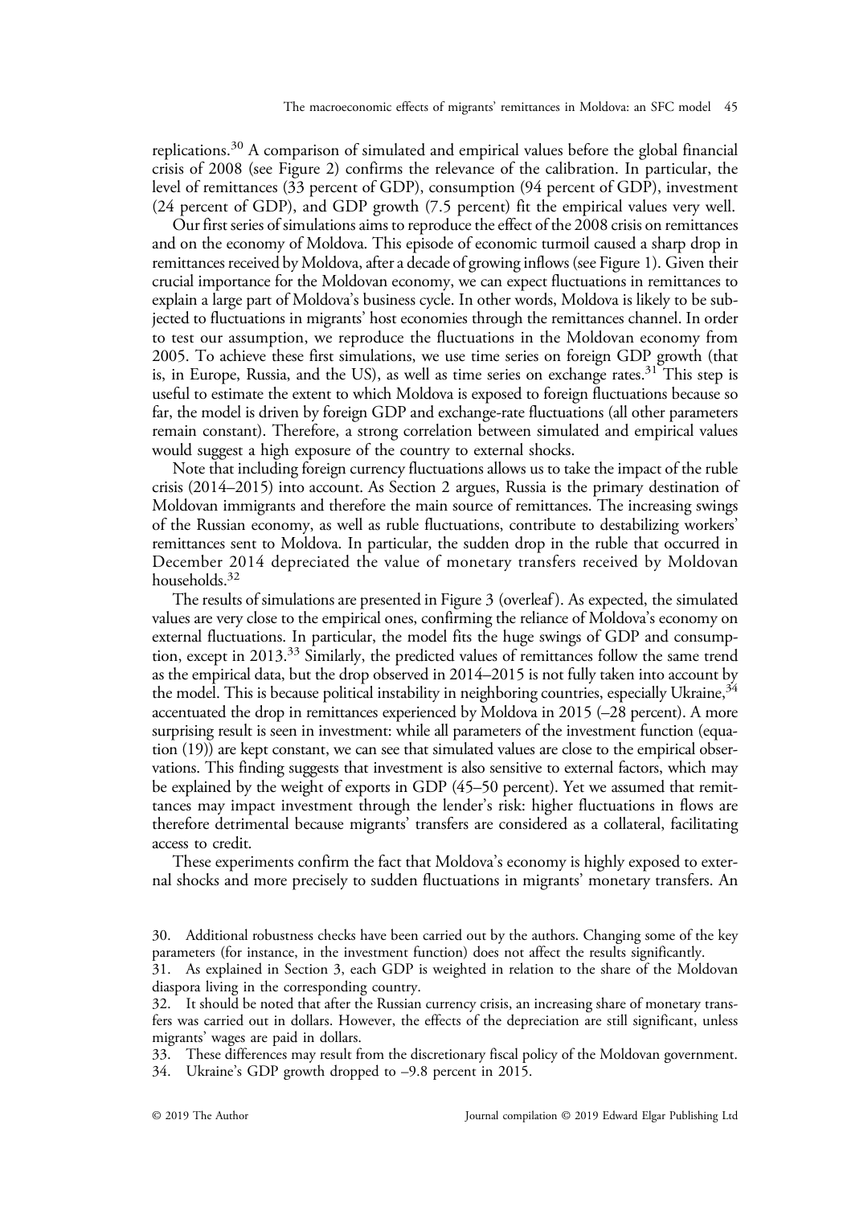replications.[30] A comparison of simulated and empirical values before the global financial crisis of 2008 (see Figure 2) confirms the relevance of the calibration. In particular, the level of remittances (33 percent of GDP), consumption (94 percent of GDP), investment (24 percent of GDP), and GDP growth (7.5 percent) fit the empirical values very well.

Our first series of simulations aims to reproduce the effect of the 2008 crisis on remittances and on the economy of Moldova. This episode of economic turmoil caused a sharp drop in remittances received by Moldova, after a decade of growing inflows (see Figure 1). Given their crucial importance for the Moldovan economy, we can expect fluctuations in remittances to explain a large part of Moldova's business cycle. In other words, Moldova is likely to be subjected to fluctuations in migrants' host economies through the remittances channel. In order to test our assumption, we reproduce the fluctuations in the Moldovan economy from 2005. To achieve these first simulations, we use time series on foreign GDP growth (that is, in Europe, Russia, and the US), as well as time series on exchange rates.[31] This step is useful to estimate the extent to which Moldova is exposed to foreign fluctuations because so far, the model is driven by foreign GDP and exchange-rate fluctuations (all other parameters remain constant). Therefore, a strong correlation between simulated and empirical values would suggest a high exposure of the country to external shocks.

Note that including foreign currency fluctuations allows us to take the impact of the ruble crisis (2014–2015) into account. As Section 2 argues, Russia is the primary destination of Moldovan immigrants and therefore the main source of remittances. The increasing swings of the Russian economy, as well as ruble fluctuations, contribute to destabilizing workers' remittances sent to Moldova. In particular, the sudden drop in the ruble that occurred in December 2014 depreciated the value of monetary transfers received by Moldovan households.[32]

The results of simulations are presented in Figure 3 (overleaf). As expected, the simulated values are very close to the empirical ones, confirming the reliance of Moldova's economy on external fluctuations. In particular, the model fits the huge swings of GDP and consumption, except in 2013.[33] Similarly, the predicted values of remittances follow the same trend as the empirical data, but the drop observed in 2014–2015 is not fully taken into account by the model. This is because political instability in neighboring countries, especially Ukraine,[34] accentuated the drop in remittances experienced by Moldova in 2015 (–28 percent). A more surprising result is seen in investment: while all parameters of the investment function (equation (19)) are kept constant, we can see that simulated values are close to the empirical observations. This finding suggests that investment is also sensitive to external factors, which may be explained by the weight of exports in GDP (45–50 percent). Yet we assumed that remittances may impact investment through the lender's risk: higher fluctuations in flows are therefore detrimental because migrants' transfers are considered as a collateral, facilitating access to credit.

These experiments confirm the fact that Moldova's economy is highly exposed to external shocks and more precisely to sudden fluctuations in migrants' monetary transfers. An

30. Additional robustness checks have been carried out by the authors. Changing some of the key parameters (for instance, in the investment function) does not affect the results significantly.

31. As explained in Section 3, each GDP is weighted in relation to the share of the Moldovan diaspora living in the corresponding country.

32. It should be noted that after the Russian currency crisis, an increasing share of monetary transfers was carried out in dollars. However, the effects of the depreciation are still significant, unless migrants' wages are paid in dollars.

33. These differences may result from the discretionary fiscal policy of the Moldovan government.

34. Ukraine's GDP growth dropped to –9.8 percent in 2015.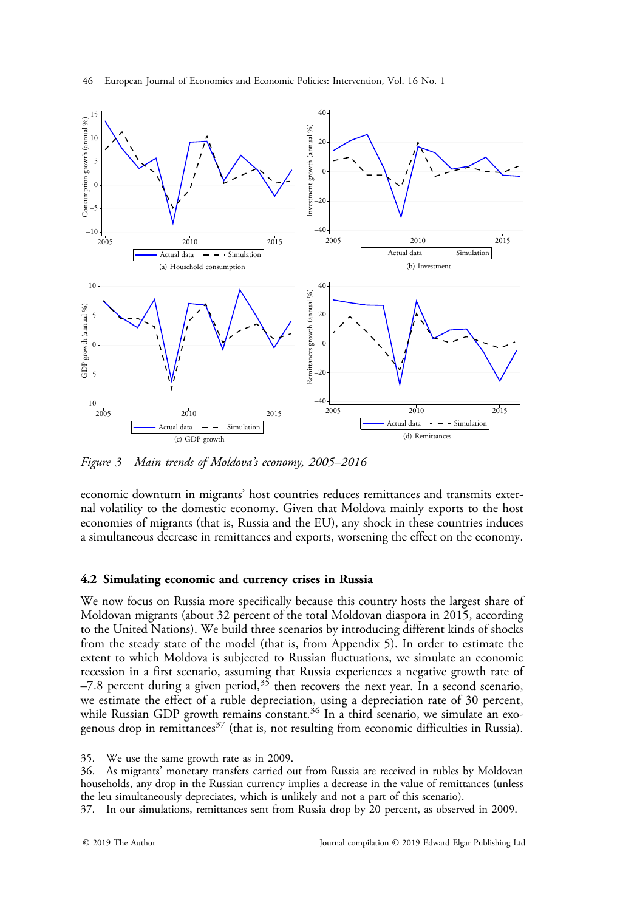*Figure 3 Main trends of Moldova's economy, 2005–2016*

economic downturn in migrants' host countries reduces remittances and transmits external volatility to the domestic economy. Given that Moldova mainly exports to the host economies of migrants (that is, Russia and the EU), any shock in these countries induces a simultaneous decrease in remittances and exports, worsening the effect on the economy.

## 4.2 Simulating economic and currency crises in Russia

We now focus on Russia more specifically because this country hosts the largest share of Moldovan migrants (about 32 percent of the total Moldovan diaspora in 2015, according to the United Nations). We build three scenarios by introducing different kinds of shocks from the steady state of the model (that is, from Appendix 5). In order to estimate the extent to which Moldova is subjected to Russian fluctuations, we simulate an economic recession in a first scenario, assuming that Russia experiences a negative growth rate of –7.8 percent during a given period,[35] then recovers the next year. In a second scenario, we estimate the effect of a ruble depreciation, using a depreciation rate of 30 percent, while Russian GDP growth remains constant.[36] In a third scenario, we simulate an exogenous drop in remittances[37] (that is, not resulting from economic difficulties in Russia).

35. We use the same growth rate as in 2009.

36. As migrants' monetary transfers carried out from Russia are received in rubles by Moldovan households, any drop in the Russian currency implies a decrease in the value of remittances (unless the leu simultaneously depreciates, which is unlikely and not a part of this scenario).

37. In our simulations, remittances sent from Russia drop by 20 percent, as observed in 2009.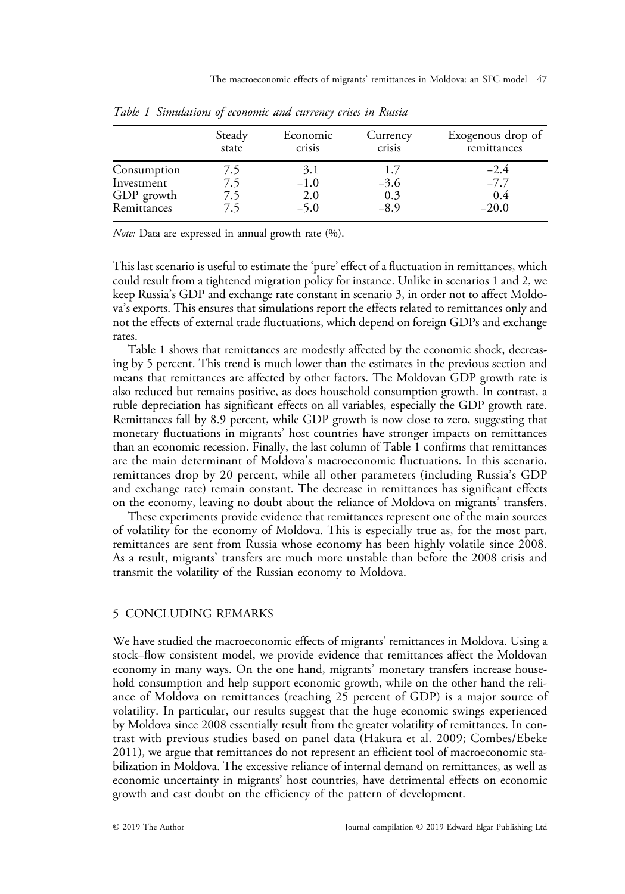*Table 1 Simulations of economic and currency crises in Russia*

| | Steady state | Economic crisis | Currency crisis | Exogenous drop of remittances |
|---|---|---|---|---|
| Consumption | 7.5 | 3.1 | 1.7 | −2.4 |
| Investment | 7.5 | −1.0 | −3.6 | −7.7 |
| GDP growth | 7.5 | 2.0 | 0.3 | 0.4 |
| Remittances | 7.5 | −5.0 | −8.9 | −20.0 |

*Note:* Data are expressed in annual growth rate (%).

This last scenario is useful to estimate the 'pure' effect of a fluctuation in remittances, which could result from a tightened migration policy for instance. Unlike in scenarios 1 and 2, we keep Russia's GDP and exchange rate constant in scenario 3, in order not to affect Moldova's exports. This ensures that simulations report the effects related to remittances only and not the effects of external trade fluctuations, which depend on foreign GDPs and exchange rates.

Table 1 shows that remittances are modestly affected by the economic shock, decreasing by 5 percent. This trend is much lower than the estimates in the previous section and means that remittances are affected by other factors. The Moldovan GDP growth rate is also reduced but remains positive, as does household consumption growth. In contrast, a ruble depreciation has significant effects on all variables, especially the GDP growth rate. Remittances fall by 8.9 percent, while GDP growth is now close to zero, suggesting that monetary fluctuations in migrants' host countries have stronger impacts on remittances than an economic recession. Finally, the last column of Table 1 confirms that remittances are the main determinant of Moldova's macroeconomic fluctuations. In this scenario, remittances drop by 20 percent, while all other parameters (including Russia's GDP and exchange rate) remain constant. The decrease in remittances has significant effects on the economy, leaving no doubt about the reliance of Moldova on migrants' transfers.

These experiments provide evidence that remittances represent one of the main sources of volatility for the economy of Moldova. This is especially true as, for the most part, remittances are sent from Russia whose economy has been highly volatile since 2008. As a result, migrants' transfers are much more unstable than before the 2008 crisis and transmit the volatility of the Russian economy to Moldova.

## 5 CONCLUDING REMARKS

We have studied the macroeconomic effects of migrants' remittances in Moldova. Using a stock–flow consistent model, we provide evidence that remittances affect the Moldovan economy in many ways. On the one hand, migrants' monetary transfers increase household consumption and help support economic growth, while on the other hand the reliance of Moldova on remittances (reaching 25 percent of GDP) is a major source of volatility. In particular, our results suggest that the huge economic swings experienced by Moldova since 2008 essentially result from the greater volatility of remittances. In contrast with previous studies based on panel data (Hakura et al. 2009; Combes/Ebeke 2011), we argue that remittances do not represent an efficient tool of macroeconomic stabilization in Moldova. The excessive reliance of internal demand on remittances, as well as economic uncertainty in migrants' host countries, have detrimental effects on economic growth and cast doubt on the efficiency of the pattern of development.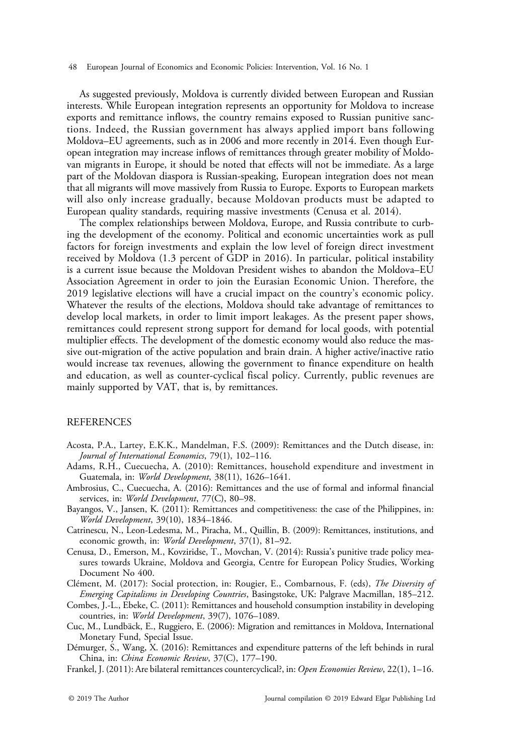As suggested previously, Moldova is currently divided between European and Russian interests. While European integration represents an opportunity for Moldova to increase exports and remittance inflows, the country remains exposed to Russian punitive sanctions. Indeed, the Russian government has always applied import bans following Moldova–EU agreements, such as in 2006 and more recently in 2014. Even though European integration may increase inflows of remittances through greater mobility of Moldovan migrants in Europe, it should be noted that effects will not be immediate. As a large part of the Moldovan diaspora is Russian-speaking, European integration does not mean that all migrants will move massively from Russia to Europe. Exports to European markets will also only increase gradually, because Moldovan products must be adapted to European quality standards, requiring massive investments (Cenusa et al. 2014).

The complex relationships between Moldova, Europe, and Russia contribute to curbing the development of the economy. Political and economic uncertainties work as pull factors for foreign investments and explain the low level of foreign direct investment received by Moldova (1.3 percent of GDP in 2016). In particular, political instability is a current issue because the Moldovan President wishes to abandon the Moldova–EU Association Agreement in order to join the Eurasian Economic Union. Therefore, the 2019 legislative elections will have a crucial impact on the country's economic policy. Whatever the results of the elections, Moldova should take advantage of remittances to develop local markets, in order to limit import leakages. As the present paper shows, remittances could represent strong support for demand for local goods, with potential multiplier effects. The development of the domestic economy would also reduce the massive out-migration of the active population and brain drain. A higher active/inactive ratio would increase tax revenues, allowing the government to finance expenditure on health and education, as well as counter-cyclical fiscal policy. Currently, public revenues are mainly supported by VAT, that is, by remittances.

## REFERENCES

Acosta, P.A., Lartey, E.K.K., Mandelman, F.S. (2009): Remittances and the Dutch disease, in: *Journal of International Economics*, 79(1), 102–116.

Adams, R.H., Cuecuecha, A. (2010): Remittances, household expenditure and investment in Guatemala, in: *World Development*, 38(11), 1626–1641.

Ambrosius, C., Cuecuecha, A. (2016): Remittances and the use of formal and informal financial services, in: *World Development*, 77(C), 80–98.

Bayangos, V., Jansen, K. (2011): Remittances and competitiveness: the case of the Philippines, in: *World Development*, 39(10), 1834–1846.

Catrinescu, N., Leon-Ledesma, M., Piracha, M., Quillin, B. (2009): Remittances, institutions, and economic growth, in: *World Development*, 37(1), 81–92.

Cenusa, D., Emerson, M., Kovziridse, T., Movchan, V. (2014): Russia's punitive trade policy measures towards Ukraine, Moldova and Georgia, Centre for European Policy Studies, Working Document No 400.

Clément, M. (2017): Social protection, in: Rougier, E., Combarnous, F. (eds), *The Diversity of Emerging Capitalisms in Developing Countries*, Basingstoke, UK: Palgrave Macmillan, 185–212.

Combes, J.-L., Ebeke, C. (2011): Remittances and household consumption instability in developing countries, in: *World Development*, 39(7), 1076–1089.

Cuc, M., Lundbäck, E., Ruggiero, E. (2006): Migration and remittances in Moldova, International Monetary Fund, Special Issue.

Démurger, S., Wang, X. (2016): Remittances and expenditure patterns of the left behinds in rural China, in: *China Economic Review*, 37(C), 177–190.

Frankel, J. (2011): Are bilateral remittances countercyclical?, in: *Open Economies Review*, 22(1), 1–16.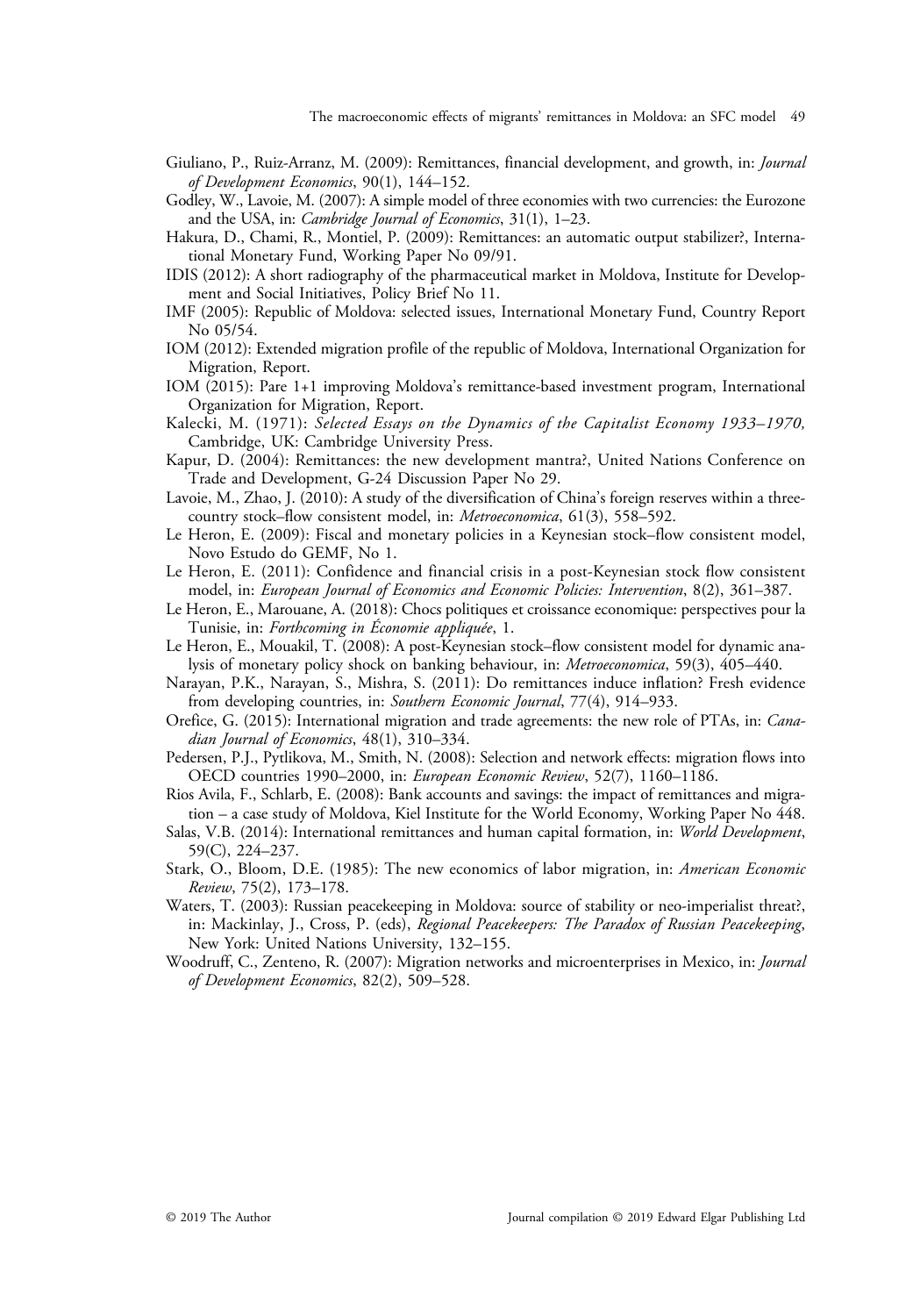Giuliano, P., Ruiz-Arranz, M. (2009): Remittances, financial development, and growth, in: *Journal of Development Economics*, 90(1), 144–152.

Godley, W., Lavoie, M. (2007): A simple model of three economies with two currencies: the Eurozone and the USA, in: *Cambridge Journal of Economics*, 31(1), 1–23.

Hakura, D., Chami, R., Montiel, P. (2009): Remittances: an automatic output stabilizer?, International Monetary Fund, Working Paper No 09/91.

IDIS (2012): A short radiography of the pharmaceutical market in Moldova, Institute for Development and Social Initiatives, Policy Brief No 11.

IMF (2005): Republic of Moldova: selected issues, International Monetary Fund, Country Report No 05/54.

IOM (2012): Extended migration profile of the republic of Moldova, International Organization for Migration, Report.

IOM (2015): Pare 1+1 improving Moldova's remittance-based investment program, International Organization for Migration, Report.

Kalecki, M. (1971): *Selected Essays on the Dynamics of the Capitalist Economy 1933–1970,* Cambridge, UK: Cambridge University Press.

Kapur, D. (2004): Remittances: the new development mantra?, United Nations Conference on Trade and Development, G-24 Discussion Paper No 29.

Lavoie, M., Zhao, J. (2010): A study of the diversification of China's foreign reserves within a three-country stock–flow consistent model, in: *Metroeconomica*, 61(3), 558–592.

Le Heron, E. (2009): Fiscal and monetary policies in a Keynesian stock–flow consistent model, Novo Estudo do GEMF, No 1.

Le Heron, E. (2011): Confidence and financial crisis in a post-Keynesian stock flow consistent model, in: *European Journal of Economics and Economic Policies: Intervention*, 8(2), 361–387.

Le Heron, E., Marouane, A. (2018): Chocs politiques et croissance economique: perspectives pour la Tunisie, in: *Forthcoming in Économie appliquée*, 1.

Le Heron, E., Mouakil, T. (2008): A post-Keynesian stock–flow consistent model for dynamic analysis of monetary policy shock on banking behaviour, in: *Metroeconomica*, 59(3), 405–440.

Narayan, P.K., Narayan, S., Mishra, S. (2011): Do remittances induce inflation? Fresh evidence from developing countries, in: *Southern Economic Journal*, 77(4), 914–933.

Orefice, G. (2015): International migration and trade agreements: the new role of PTAs, in: *Canadian Journal of Economics*, 48(1), 310–334.

Pedersen, P.J., Pytlikova, M., Smith, N. (2008): Selection and network effects: migration flows into OECD countries 1990–2000, in: *European Economic Review*, 52(7), 1160–1186.

Rios Avila, F., Schlarb, E. (2008): Bank accounts and savings: the impact of remittances and migration – a case study of Moldova, Kiel Institute for the World Economy, Working Paper No 448.

Salas, V.B. (2014): International remittances and human capital formation, in: *World Development*, 59(C), 224–237.

Stark, O., Bloom, D.E. (1985): The new economics of labor migration, in: *American Economic Review*, 75(2), 173–178.

Waters, T. (2003): Russian peacekeeping in Moldova: source of stability or neo-imperialist threat?, in: Mackinlay, J., Cross, P. (eds), *Regional Peacekeepers: The Paradox of Russian Peacekeeping*, New York: United Nations University, 132–155.

Woodruff, C., Zenteno, R. (2007): Migration networks and microenterprises in Mexico, in: *Journal of Development Economics*, 82(2), 509–528.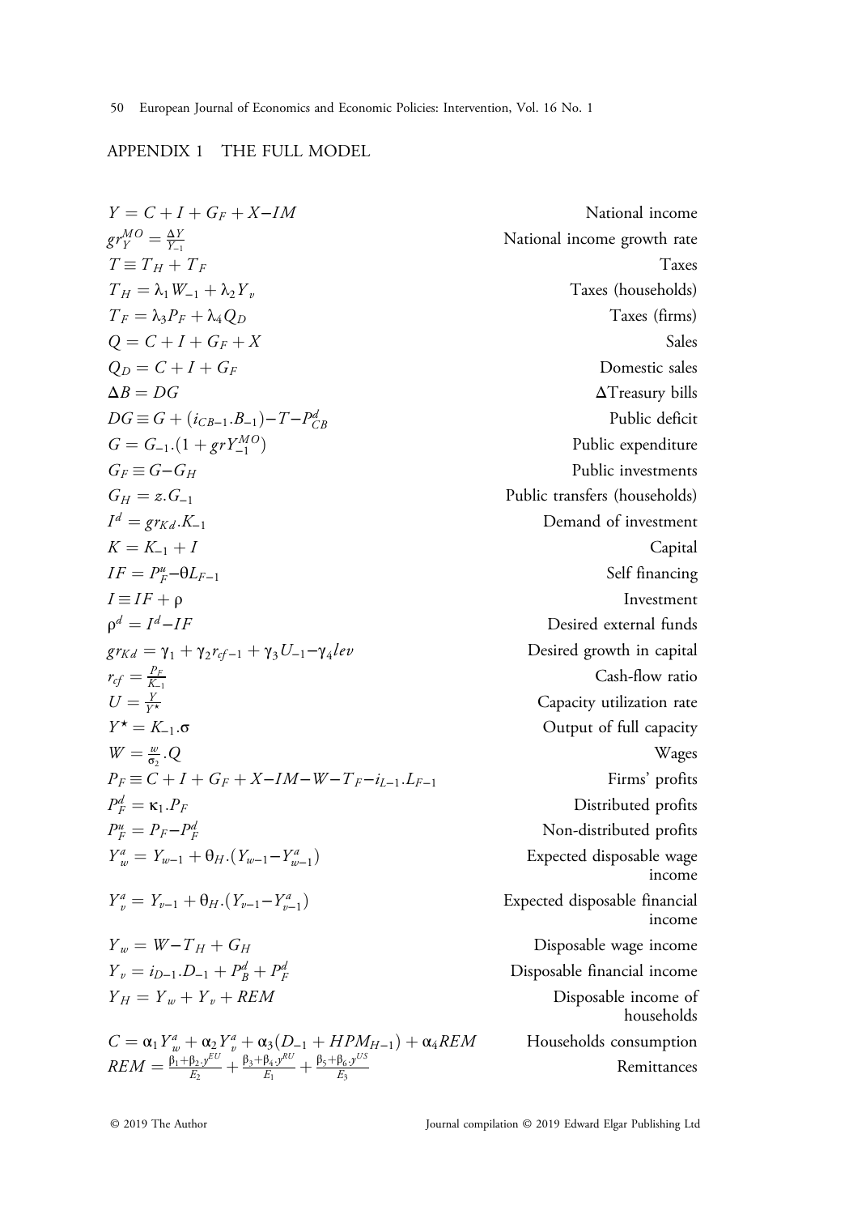## APPENDIX 1 THE FULL MODEL

| Equation | Description |
|---|---|
| $Y = C + I + G_F + X - IM$ | National income |
| $gr_Y^{MO} = \frac{\Delta Y}{Y_{-1}}$ | National income growth rate |
| $T \equiv T_H + T_F$ | Taxes |
| $T_H = \lambda_1 W_{-1} + \lambda_2 Y_v$ | Taxes (households) |
| $T_F = \lambda_3 P_F + \lambda_4 Q_D$ | Taxes (firms) |
| $Q = C + I + G_F + X$ | Sales |
| $Q_D = C + I + G_F$ | Domestic sales |
| $\Delta B = DG$ | ΔTreasury bills |
| $DG \equiv G + (i_{CB-1}.B_{-1}) - T - P_{CB}^d$ | Public deficit |
| $G = G_{-1}.(1 + grY_{-1}^{MO})$ | Public expenditure |
| $G_F \equiv G - G_H$ | Public investments |
| $G_H = z.G_{-1}$ | Public transfers (households) |
| $I^d = gr_{Kd}.K_{-1}$ | Demand of investment |
| $K = K_{-1} + I$ | Capital |
| $IF = P_F^u - \theta L_{F-1}$ | Self financing |
| $I \equiv IF + \rho$ | Investment |
| $\rho^d = I^d - IF$ | Desired external funds |
| $gr_{Kd} = \gamma_1 + \gamma_2 r_{cf-1} + \gamma_3 U_{-1} - \gamma_4 lev$ | Desired growth in capital |
| $r_{cf} = \frac{P_F}{K_{-1}}$ | Cash-flow ratio |
| $U = \frac{Y}{Y^\star}$ | Capacity utilization rate |
| $Y^\star = K_{-1}.\sigma$ | Output of full capacity |
| $W = \frac{w}{\sigma_2}.Q$ | Wages |
| $P_F \equiv C + I + G_F + X - IM - W - T_F - i_{L-1}.L_{F-1}$ | Firms' profits |
| $P_F^d = \kappa_1.P_F$ | Distributed profits |
| $P_F^u = P_F - P_F^d$ | Non-distributed profits |
| $Y_w^a = Y_{w-1} + \theta_H.(Y_{w-1} - Y_{w-1}^a)$ | Expected disposable wage income |
| $Y_v^a = Y_{v-1} + \theta_H.(Y_{v-1} - Y_{v-1}^a)$ | Expected disposable financial income |
| $Y_w = W - T_H + G_H$ | Disposable wage income |
| $Y_v = i_{D-1}.D_{-1} + P_B^d + P_F^d$ | Disposable financial income |
| $Y_H = Y_w + Y_v + REM$ | Disposable income of households |
| $C = \alpha_1 Y_w^a + \alpha_2 Y_v^a + \alpha_3(D_{-1} + HPM_{H-1}) + \alpha_4 REM$ | Households consumption |
| $REM = \frac{\beta_1 + \beta_2.y^{EU}}{E_2} + \frac{\beta_3 + \beta_4.y^{RU}}{E_1} + \frac{\beta_5 + \beta_6.y^{US}}{E_3}$ | Remittances |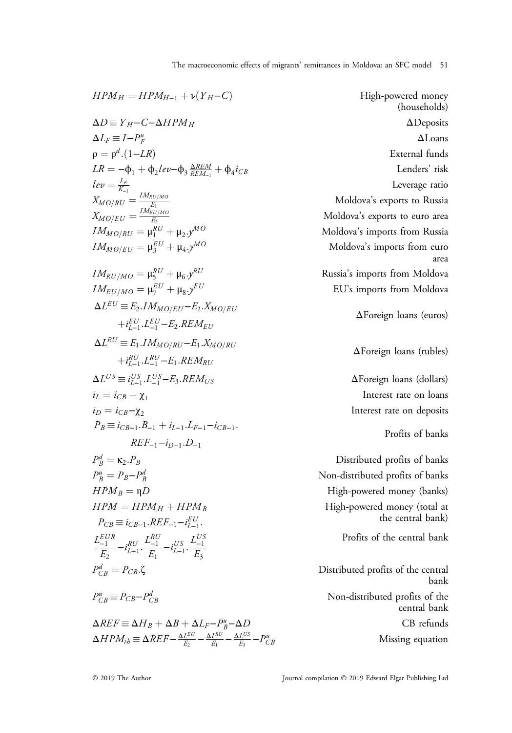$$HPM_H = HPM_{H-1} + \nu(Y_H - C)$$ High-powered money (households)

$$\Delta D \equiv Y_H - C - \Delta HPM_H$$ ΔDeposits

$$\Delta L_F \equiv I - P_F^u$$ ΔLoans

$$\rho = \rho^d.(1 - LR)$$ External funds

$$LR = -\phi_1 + \phi_2 lev - \phi_3 \frac{\Delta REM}{REM_{-1}} + \phi_4 i_{CB}$$ Lenders' risk

$$lev = \frac{L_F}{K_{-1}}$$ Leverage ratio

$$X_{MO/RU} = \frac{IM_{RU/MO}}{E_1}$$ Moldova's exports to Russia

$$X_{MO/EU} = \frac{IM_{EU/MO}}{E_2}$$ Moldova's exports to euro area

$$IM_{MO/RU} = \mu_1^{RU} + \mu_2.y^{MO}$$ Moldova's imports from Russia

$$IM_{MO/EU} = \mu_3^{EU} + \mu_4.y^{MO}$$ Moldova's imports from euro area

$$IM_{RU/MO} = \mu_5^{RU} + \mu_6.y^{RU}$$ Russia's imports from Moldova

$$IM_{EU/MO} = \mu_7^{EU} + \mu_8.y^{EU}$$ EU's imports from Moldova

$$\Delta L^{EU} \equiv E_2.IM_{MO/EU} - E_2.X_{MO/EU} + i_{L-1}^{EU}.L_{-1}^{EU} - E_2.REM_{EU}$$ ΔForeign loans (euros)

$$\Delta L^{RU} \equiv E_1.IM_{MO/RU} - E_1.X_{MO/RU} + i_{L-1}^{RU}.L_{-1}^{RU} - E_1.REM_{RU}$$ ΔForeign loans (rubles)

$$\Delta L^{US} \equiv i_{L-1}^{US}.L_{-1}^{US} - E_3.REM_{US}$$ ΔForeign loans (dollars)

$$i_L = i_{CB} + \chi_1$$ Interest rate on loans

$$i_D = i_{CB} - \chi_2$$ Interest rate on deposits

$$P_B \equiv i_{CB-1}.B_{-1} + i_{L-1}.L_{F-1} - i_{CB-1}.REF_{-1} - i_{D-1}.D_{-1}$$ Profits of banks

$$P_B^d = \kappa_2.P_B$$ Distributed profits of banks

$$P_B^u = P_B - P_B^d$$ Non-distributed profits of banks

$$HPM_B = \eta D$$ High-powered money (banks)

$$HPM = HPM_H + HPM_B$$ High-powered money (total at the central bank)

$$P_{CB} \equiv i_{CB-1}.REF_{-1} - i_{L-1}^{EU}.\frac{L_{-1}^{EUR}}{E_2} - i_{L-1}^{RU}.\frac{L_{-1}^{RU}}{E_1} - i_{L-1}^{US}.\frac{L_{-1}^{US}}{E_3}$$ Profits of the central bank

$$P_{CB}^d = P_{CB}.\zeta$$ Distributed profits of the central bank

$$P_{CB}^u \equiv P_{CB} - P_{CB}^d$$ Non-distributed profits of the central bank

$$\Delta REF \equiv \Delta H_B + \Delta B + \Delta L_F - P_B^u - \Delta D$$ CB refunds

$$\Delta HPM_{th} \equiv \Delta REF - \frac{\Delta L^{EU}}{E_2} - \frac{\Delta L^{RU}}{E_1} - \frac{\Delta L^{US}}{E_3} - P_{CB}^u$$ Missing equation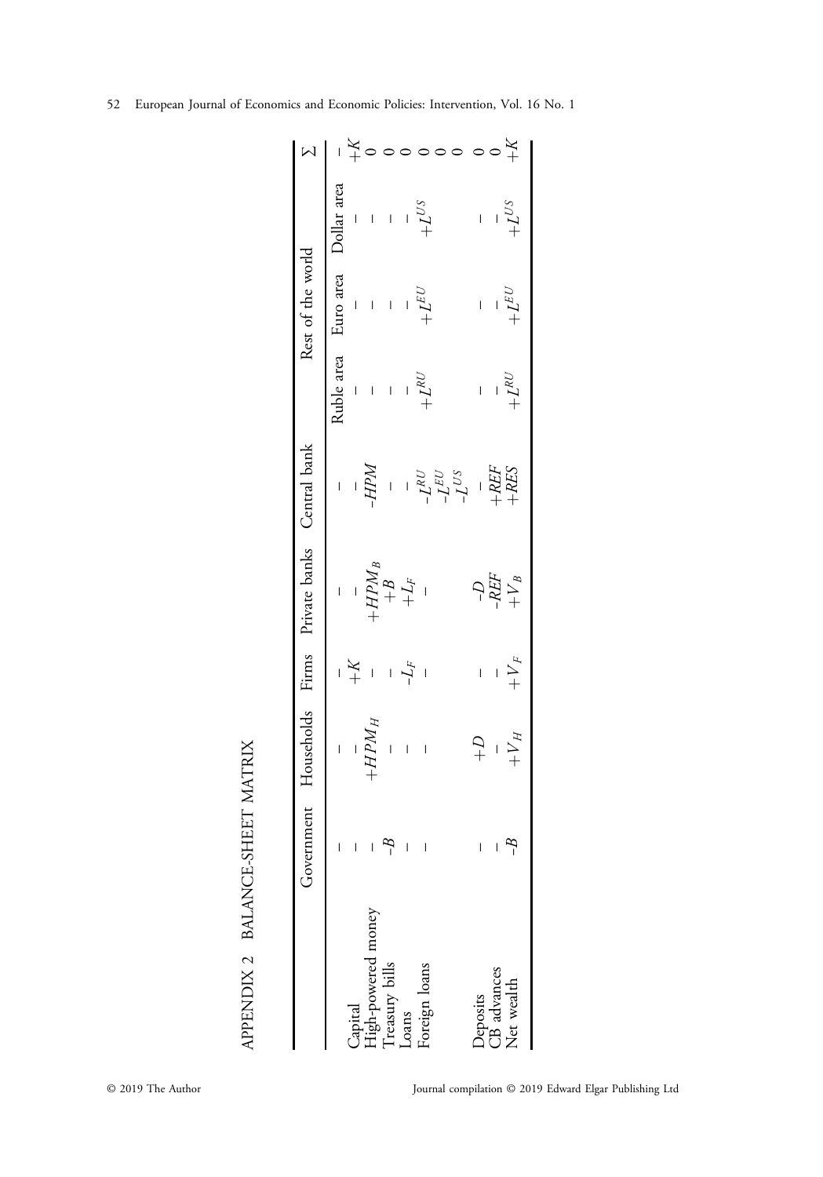## APPENDIX 2 BALANCE-SHEET MATRIX

| | Government | Households | Firms | Private banks | Central bank | Rest of the world | | | Σ |
|---|---|---|---|---|---|---|---|---|---|
| | | | | | | Ruble area | Euro area | Dollar area | |
| Capital | – | – | $+K$ | – | – | – | – | – | $+K$ |
| High-powered money | – | $+HPM_H$ | – | $+HPM_B$ | $-HPM$ | – | – | – | 0 |
| Treasury bills | $-B$ | – | – | $+B$ | – | – | – | – | 0 |
| Loans | – | – | $-L_F$ | $+L_F$ | – | – | – | – | 0 |
| Foreign loans | – | – | – | – | $-L^{RU}$ | $+L^{RU}$ | | | 0 |
| | | | | | $-L^{EU}$ | | $+L^{EU}$ | | 0 |
| | | | | | $-L^{US}$ | | | $+L^{US}$ | 0 |
| Deposits | – | $+D$ | – | $-D$ | – | – | – | – | 0 |
| CB advances | – | – | – | $-REF$ | $+REF$ | – | – | – | 0 |
| Net wealth | $-B$ | $+V_H$ | $+V_F$ | $+V_B$ | $+RES$ | $+L^{RU}$ | $+L^{EU}$ | $+L^{US}$ | $+K$ |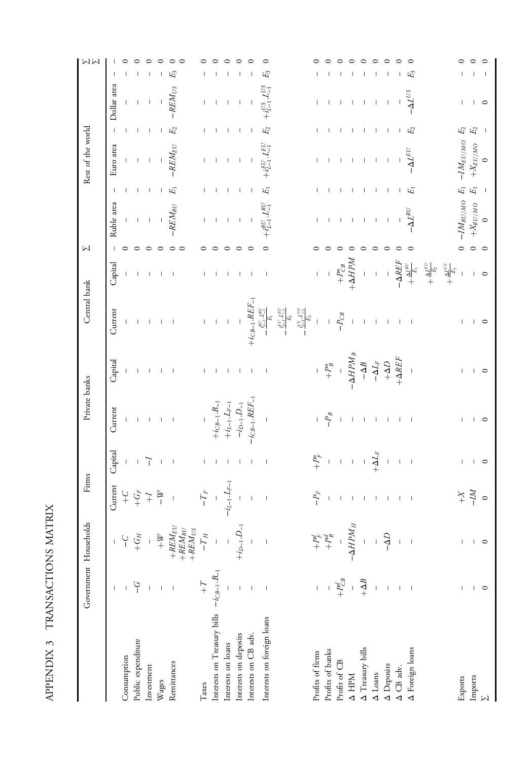# APPENDIX 3 TRANSACTIONS MATRIX

| | Government | Households | Firms | | Private banks | | Central bank | | Σ | Rest of the world | | | | | | Σ |
|---|---|---|---|---|---|---|---|---|---|---|---|---|---|---|---|---|
| | | | Current | Capital | Current | Capital | Current | Capital | – | Ruble area | – | Euro area | – | Dollar area | – | – |
| Consumption | – | $-C$ | $+C$ | – | – | – | – | – | 0 | – | – | – | – | – | – | 0 |
| Public expenditure | $-G$ | $+G_H$ | $+G_F$ | – | – | – | – | – | 0 | – | – | – | – | – | – | 0 |
| Investment | – | – | $+I$ | $-I$ | – | – | – | – | 0 | – | – | – | – | – | – | 0 |
| Wages | – | $+W$ | $-W$ | – | – | – | – | – | 0 | – | – | – | – | – | – | 0 |
| Remittances | – | $+REM_{EU}$ $+REM_{RU}$ $+REM_{US}$ | – | – | – | – | – | – | 0 0 | $-REM_{RU}$ | $E_1$ | $-REM_{EU}$ | $E_2$ | $-REM_{US}$ | $E_3$ | 0 0 |
| Taxes | $+T$ | $-T_H$ | $-T_F$ | – | – | – | – | – | 0 | – | – | – | – | – | – | 0 |
| Interests on Treasury bills | $-i_{CB-1}.B_{-1}$ | – | – | – | $+i_{CB-1}.B_{-1}$ | – | – | – | 0 | – | – | – | – | – | – | 0 |
| Interests on loans | – | – | $-i_{L-1}.L_{F-1}$ | – | $+i_{L-1}.L_{F-1}$ | – | – | – | 0 | – | – | – | – | – | – | 0 |
| Interests on deposits | – | $+i_{D-1}.D_{-1}$ | – | – | $-i_{D-1}.D_{-1}$ | – | – | – | 0 | – | – | – | – | – | – | 0 |
| Interests on CB adv. | – | – | – | – | $-i_{CB-1}.REF_{-1}$ | – | $+i_{CB-1}.REF_{-1}$ | – | 0 | – | – | – | – | – | – | 0 |
| Interests on foreign loans | – | – | – | – | – | – | $-\frac{i^{RU}_{L-1}.L^{RU}_{-1}}{E_1}$ $-\frac{i^{EU}_{L-1}.L^{EU}_{-1}}{E_2}$ $-\frac{i^{US}_{L-1}.L^{US}_{-1}}{E_3}$ | – | 0 | $+i^{RU}_{L-1}.L^{RU}_{-1}$ | $E_1$ | $+i^{EU}_{L-1}.L^{EU}_{-1}$ | $E_2$ | $+i^{US}_{L-1}.L^{US}_{-1}$ | $E_3$ | 0 |
| Profits of firms | – | $+P^d_F$ | $-P_F$ | $+P^u_F$ | – | – | – | – | 0 | – | – | – | – | – | – | 0 |
| Profits of banks | – | $+P^d_B$ | – | – | $-P_B$ | $+P^u_B$ | – | – | 0 | – | – | – | – | – | – | 0 |
| Profit of CB | $+P^d_{CB}$ | – | – | – | – | – | $-P_{CB}$ | $+P^u_{CB}$ | 0 | – | – | – | – | – | – | 0 |
| Δ HPM | – | $-\Delta HPM_H$ | – | – | – | $-\Delta HPM_B$ | – | $+\Delta HPM$ | 0 | – | – | – | – | – | – | 0 |
| Δ Treasury bills | $+\Delta B$ | – | – | – | – | $-\Delta B$ | – | – | 0 | – | – | – | – | – | – | 0 |
| Δ Loans | – | – | – | $+\Delta L_F$ | – | $-\Delta L_F$ | – | – | 0 | – | – | – | – | – | – | 0 |
| Δ Deposits | – | $-\Delta D$ | – | – | – | $+\Delta D$ | – | – | 0 | – | – | – | – | – | – | 0 |
| Δ CB adv. | – | – | – | – | – | $+\Delta REF$ | – | $-\Delta REF$ | 0 | – | – | – | – | – | – | 0 |
| Δ Foreign loans | – | – | – | – | – | – | – | $+\frac{\Delta L^{RU}}{E_1}$ $+\frac{\Delta L^{EU}}{E_2}$ $+\frac{\Delta L^{US}}{E_3}$ | 0 | $-\Delta L^{RU}$ | $E_1$ | $-\Delta L^{EU}$ | $E_2$ | $-\Delta L^{US}$ | $E_3$ | 0 |
| Exports | – | – | $+X$ | – | – | – | – | – | 0 | $-IM_{RU/MO}$ | $E_1$ | $-IM_{EU/MO}$ | $E_2$ | – | – | 0 |
| Imports | – | – | $-IM$ | – | – | – | – | – | 0 | $+X_{RU/MO}$ | $E_1$ | $+X_{EU/MO}$ | $E_2$ | – | – | 0 |
| Σ | 0 | 0 | 0 | 0 | 0 | 0 | 0 | 0 | 0 | 0 | – | 0 | – | 0 | – | 0 |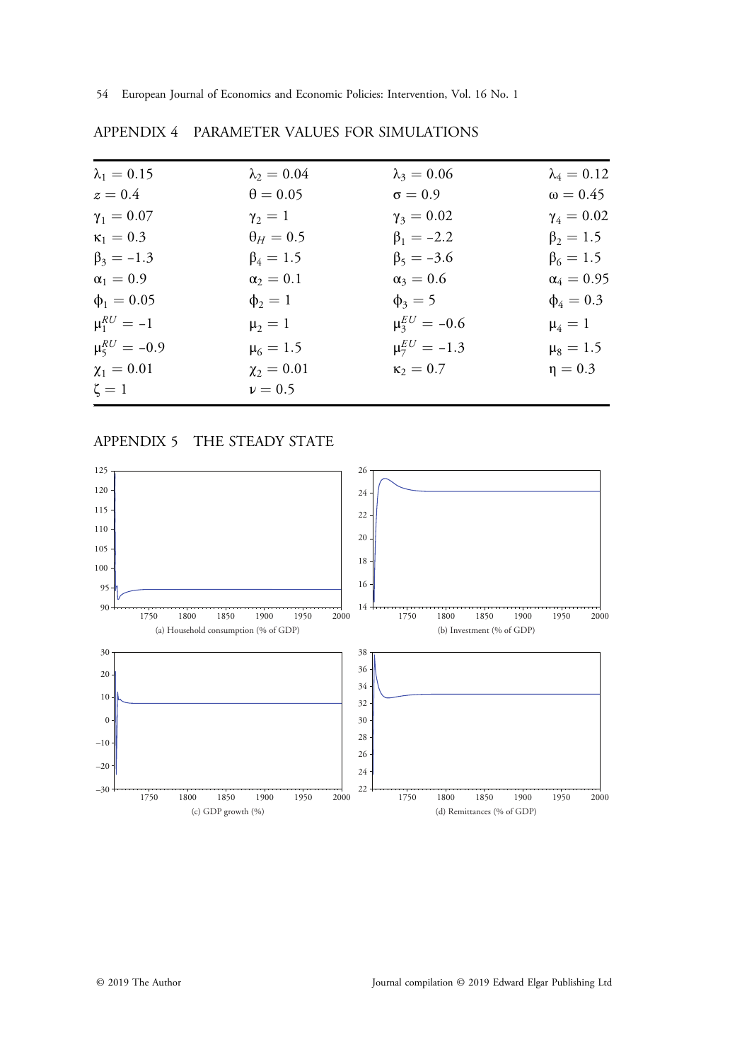## APPENDIX 4 PARAMETER VALUES FOR SIMULATIONS

| | | | |
|---|---|---|---|
| $\lambda_1 = 0.15$ | $\lambda_2 = 0.04$ | $\lambda_3 = 0.06$ | $\lambda_4 = 0.12$ |
| $z = 0.4$ | $\theta = 0.05$ | $\sigma = 0.9$ | $\omega = 0.45$ |
| $\gamma_1 = 0.07$ | $\gamma_2 = 1$ | $\gamma_3 = 0.02$ | $\gamma_4 = 0.02$ |
| $\kappa_1 = 0.3$ | $\theta_H = 0.5$ | $\beta_1 = -2.2$ | $\beta_2 = 1.5$ |
| $\beta_3 = -1.3$ | $\beta_4 = 1.5$ | $\beta_5 = -3.6$ | $\beta_6 = 1.5$ |
| $\alpha_1 = 0.9$ | $\alpha_2 = 0.1$ | $\alpha_3 = 0.6$ | $\alpha_4 = 0.95$ |
| $\phi_1 = 0.05$ | $\phi_2 = 1$ | $\phi_3 = 5$ | $\phi_4 = 0.3$ |
| $\mu_1^{RU} = -1$ | $\mu_2 = 1$ | $\mu_3^{EU} = -0.6$ | $\mu_4 = 1$ |
| $\mu_5^{RU} = -0.9$ | $\mu_6 = 1.5$ | $\mu_7^{EU} = -1.3$ | $\mu_8 = 1.5$ |
| $\chi_1 = 0.01$ | $\chi_2 = 0.01$ | $\kappa_2 = 0.7$ | $\eta = 0.3$ |
| $\zeta = 1$ | $\nu = 0.5$ | | |

## APPENDIX 5 THE STEADY STATE

125
120
115
110
105
100
95
90
1750 1800 1850 1900 1950 2000
(a) Household consumption (% of GDP)

26
24
22
20
18
16
14
1750 1800 1850 1900 1950 2000
(b) Investment (% of GDP)

30
20
10
0
−10
−20
−30
1750 1800 1850 1900 1950 2000
(c) GDP growth (%)

38
36
34
32
30
28
26
24
22
1750 1800 1850 1900 1950 2000
(d) Remittances (% of GDP)